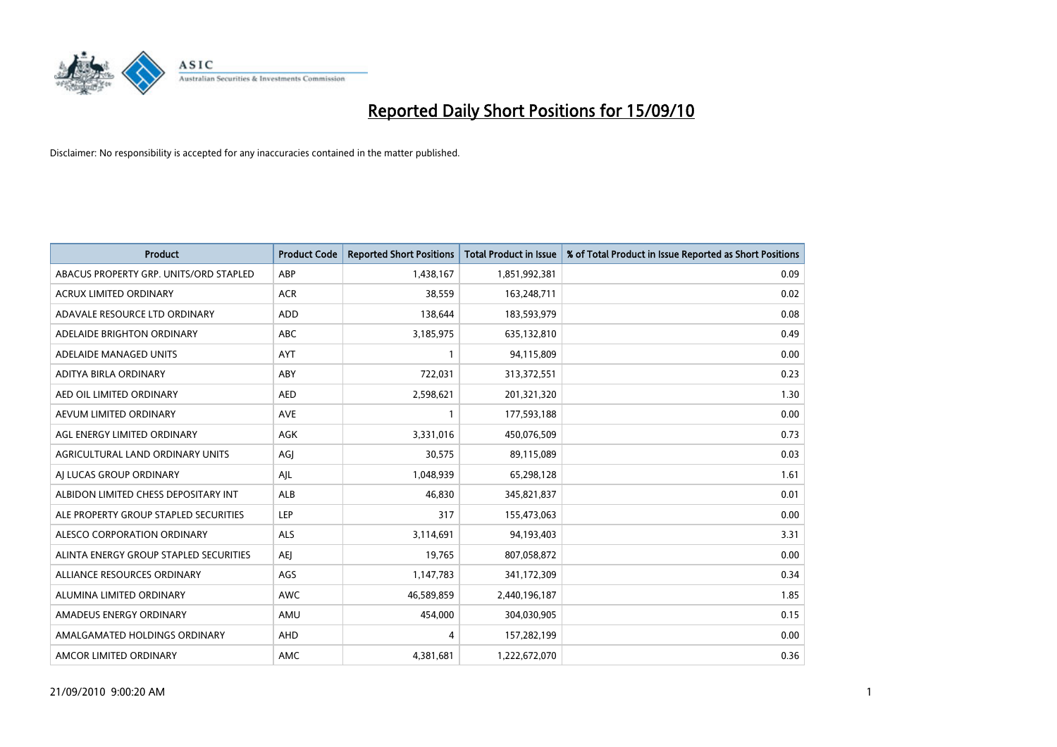# Reported Daily Short Positions for 15/09/10

Disclaimer: No responsibility is accepted for any inaccuracies contained in the matter published.

| Product | Product Code | Reported Short Positions | Total Product in Issue | % of Total Product in Issue Reported as Short Positions |
|---|---|---|---|---|
| ABACUS PROPERTY GRP. UNITS/ORD STAPLED | ABP | 1,438,167 | 1,851,992,381 | 0.09 |
| ACRUX LIMITED ORDINARY | ACR | 38,559 | 163,248,711 | 0.02 |
| ADAVALE RESOURCE LTD ORDINARY | ADD | 138,644 | 183,593,979 | 0.08 |
| ADELAIDE BRIGHTON ORDINARY | ABC | 3,185,975 | 635,132,810 | 0.49 |
| ADELAIDE MANAGED UNITS | AYT | 1 | 94,115,809 | 0.00 |
| ADITYA BIRLA ORDINARY | ABY | 722,031 | 313,372,551 | 0.23 |
| AED OIL LIMITED ORDINARY | AED | 2,598,621 | 201,321,320 | 1.30 |
| AEVUM LIMITED ORDINARY | AVE | 1 | 177,593,188 | 0.00 |
| AGL ENERGY LIMITED ORDINARY | AGK | 3,331,016 | 450,076,509 | 0.73 |
| AGRICULTURAL LAND ORDINARY UNITS | AGJ | 30,575 | 89,115,089 | 0.03 |
| AJ LUCAS GROUP ORDINARY | AJL | 1,048,939 | 65,298,128 | 1.61 |
| ALBIDON LIMITED CHESS DEPOSITARY INT | ALB | 46,830 | 345,821,837 | 0.01 |
| ALE PROPERTY GROUP STAPLED SECURITIES | LEP | 317 | 155,473,063 | 0.00 |
| ALESCO CORPORATION ORDINARY | ALS | 3,114,691 | 94,193,403 | 3.31 |
| ALINTA ENERGY GROUP STAPLED SECURITIES | AEJ | 19,765 | 807,058,872 | 0.00 |
| ALLIANCE RESOURCES ORDINARY | AGS | 1,147,783 | 341,172,309 | 0.34 |
| ALUMINA LIMITED ORDINARY | AWC | 46,589,859 | 2,440,196,187 | 1.85 |
| AMADEUS ENERGY ORDINARY | AMU | 454,000 | 304,030,905 | 0.15 |
| AMALGAMATED HOLDINGS ORDINARY | AHD | 4 | 157,282,199 | 0.00 |
| AMCOR LIMITED ORDINARY | AMC | 4,381,681 | 1,222,672,070 | 0.36 |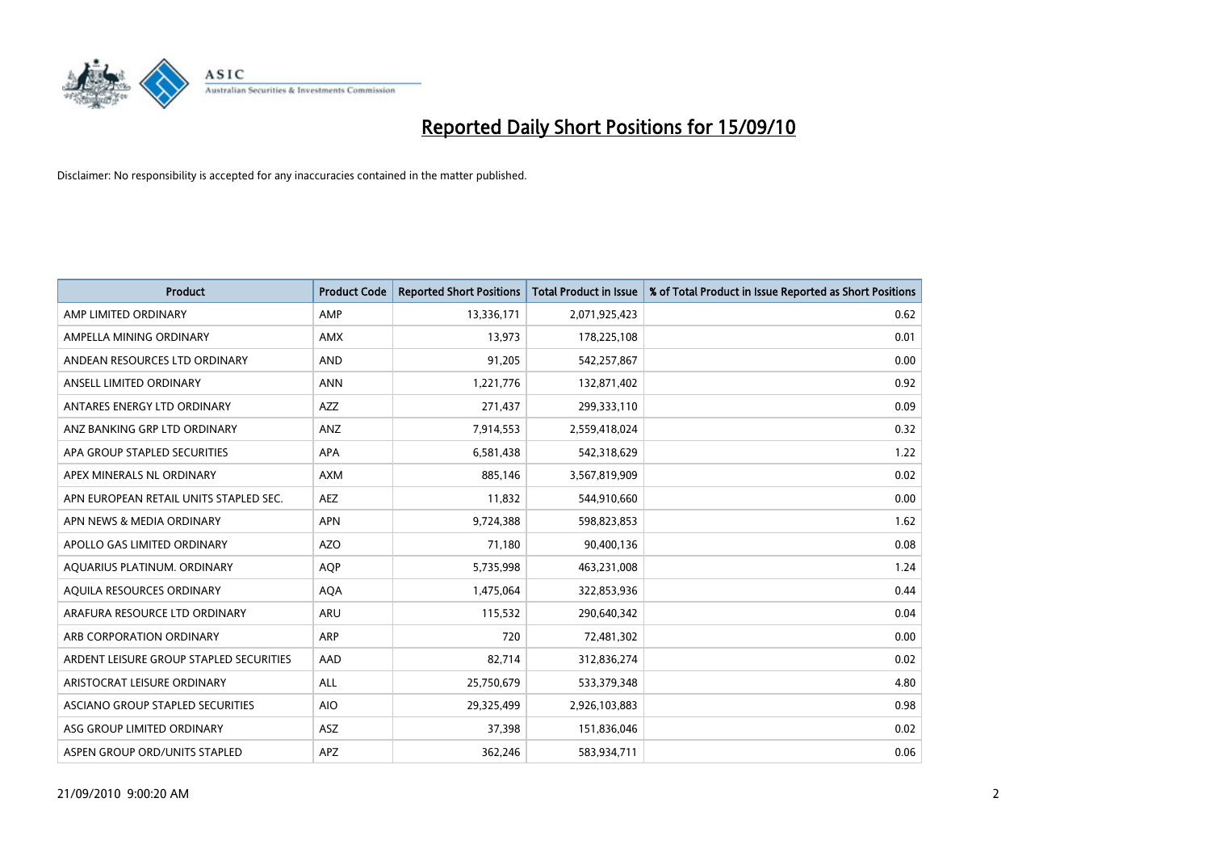# Reported Daily Short Positions for 15/09/10

Disclaimer: No responsibility is accepted for any inaccuracies contained in the matter published.

| Product | Product Code | Reported Short Positions | Total Product in Issue | % of Total Product in Issue Reported as Short Positions |
|---|---|---|---|---|
| AMP LIMITED ORDINARY | AMP | 13,336,171 | 2,071,925,423 | 0.62 |
| AMPELLA MINING ORDINARY | AMX | 13,973 | 178,225,108 | 0.01 |
| ANDEAN RESOURCES LTD ORDINARY | AND | 91,205 | 542,257,867 | 0.00 |
| ANSELL LIMITED ORDINARY | ANN | 1,221,776 | 132,871,402 | 0.92 |
| ANTARES ENERGY LTD ORDINARY | AZZ | 271,437 | 299,333,110 | 0.09 |
| ANZ BANKING GRP LTD ORDINARY | ANZ | 7,914,553 | 2,559,418,024 | 0.32 |
| APA GROUP STAPLED SECURITIES | APA | 6,581,438 | 542,318,629 | 1.22 |
| APEX MINERALS NL ORDINARY | AXM | 885,146 | 3,567,819,909 | 0.02 |
| APN EUROPEAN RETAIL UNITS STAPLED SEC. | AEZ | 11,832 | 544,910,660 | 0.00 |
| APN NEWS & MEDIA ORDINARY | APN | 9,724,388 | 598,823,853 | 1.62 |
| APOLLO GAS LIMITED ORDINARY | AZO | 71,180 | 90,400,136 | 0.08 |
| AQUARIUS PLATINUM. ORDINARY | AQP | 5,735,998 | 463,231,008 | 1.24 |
| AQUILA RESOURCES ORDINARY | AQA | 1,475,064 | 322,853,936 | 0.44 |
| ARAFURA RESOURCE LTD ORDINARY | ARU | 115,532 | 290,640,342 | 0.04 |
| ARB CORPORATION ORDINARY | ARP | 720 | 72,481,302 | 0.00 |
| ARDENT LEISURE GROUP STAPLED SECURITIES | AAD | 82,714 | 312,836,274 | 0.02 |
| ARISTOCRAT LEISURE ORDINARY | ALL | 25,750,679 | 533,379,348 | 4.80 |
| ASCIANO GROUP STAPLED SECURITIES | AIO | 29,325,499 | 2,926,103,883 | 0.98 |
| ASG GROUP LIMITED ORDINARY | ASZ | 37,398 | 151,836,046 | 0.02 |
| ASPEN GROUP ORD/UNITS STAPLED | APZ | 362,246 | 583,934,711 | 0.06 |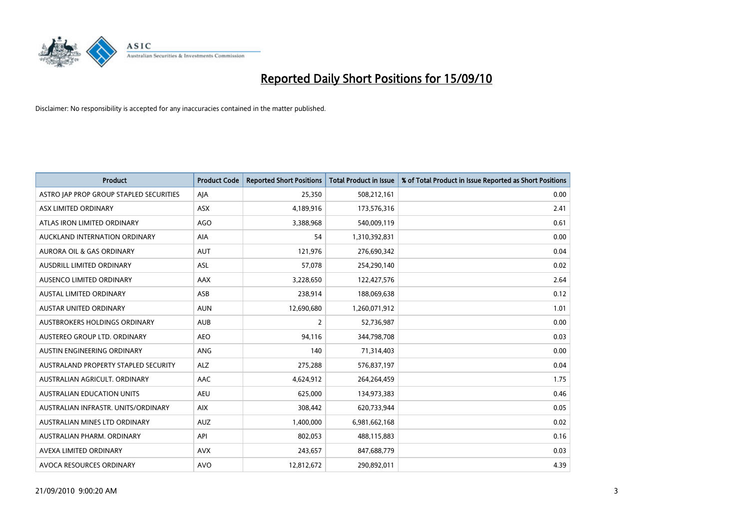# Reported Daily Short Positions for 15/09/10

Disclaimer: No responsibility is accepted for any inaccuracies contained in the matter published.

| Product | Product Code | Reported Short Positions | Total Product in Issue | % of Total Product in Issue Reported as Short Positions |
|---|---|---|---|---|
| ASTRO JAP PROP GROUP STAPLED SECURITIES | AJA | 25,350 | 508,212,161 | 0.00 |
| ASX LIMITED ORDINARY | ASX | 4,189,916 | 173,576,316 | 2.41 |
| ATLAS IRON LIMITED ORDINARY | AGO | 3,388,968 | 540,009,119 | 0.61 |
| AUCKLAND INTERNATION ORDINARY | AIA | 54 | 1,310,392,831 | 0.00 |
| AURORA OIL & GAS ORDINARY | AUT | 121,976 | 276,690,342 | 0.04 |
| AUSDRILL LIMITED ORDINARY | ASL | 57,078 | 254,290,140 | 0.02 |
| AUSENCO LIMITED ORDINARY | AAX | 3,228,650 | 122,427,576 | 2.64 |
| AUSTAL LIMITED ORDINARY | ASB | 238,914 | 188,069,638 | 0.12 |
| AUSTAR UNITED ORDINARY | AUN | 12,690,680 | 1,260,071,912 | 1.01 |
| AUSTBROKERS HOLDINGS ORDINARY | AUB | 2 | 52,736,987 | 0.00 |
| AUSTEREO GROUP LTD. ORDINARY | AEO | 94,116 | 344,798,708 | 0.03 |
| AUSTIN ENGINEERING ORDINARY | ANG | 140 | 71,314,403 | 0.00 |
| AUSTRALAND PROPERTY STAPLED SECURITY | ALZ | 275,288 | 576,837,197 | 0.04 |
| AUSTRALIAN AGRICULT. ORDINARY | AAC | 4,624,912 | 264,264,459 | 1.75 |
| AUSTRALIAN EDUCATION UNITS | AEU | 625,000 | 134,973,383 | 0.46 |
| AUSTRALIAN INFRASTR. UNITS/ORDINARY | AIX | 308,442 | 620,733,944 | 0.05 |
| AUSTRALIAN MINES LTD ORDINARY | AUZ | 1,400,000 | 6,981,662,168 | 0.02 |
| AUSTRALIAN PHARM. ORDINARY | API | 802,053 | 488,115,883 | 0.16 |
| AVEXA LIMITED ORDINARY | AVX | 243,657 | 847,688,779 | 0.03 |
| AVOCA RESOURCES ORDINARY | AVO | 12,812,672 | 290,892,011 | 4.39 |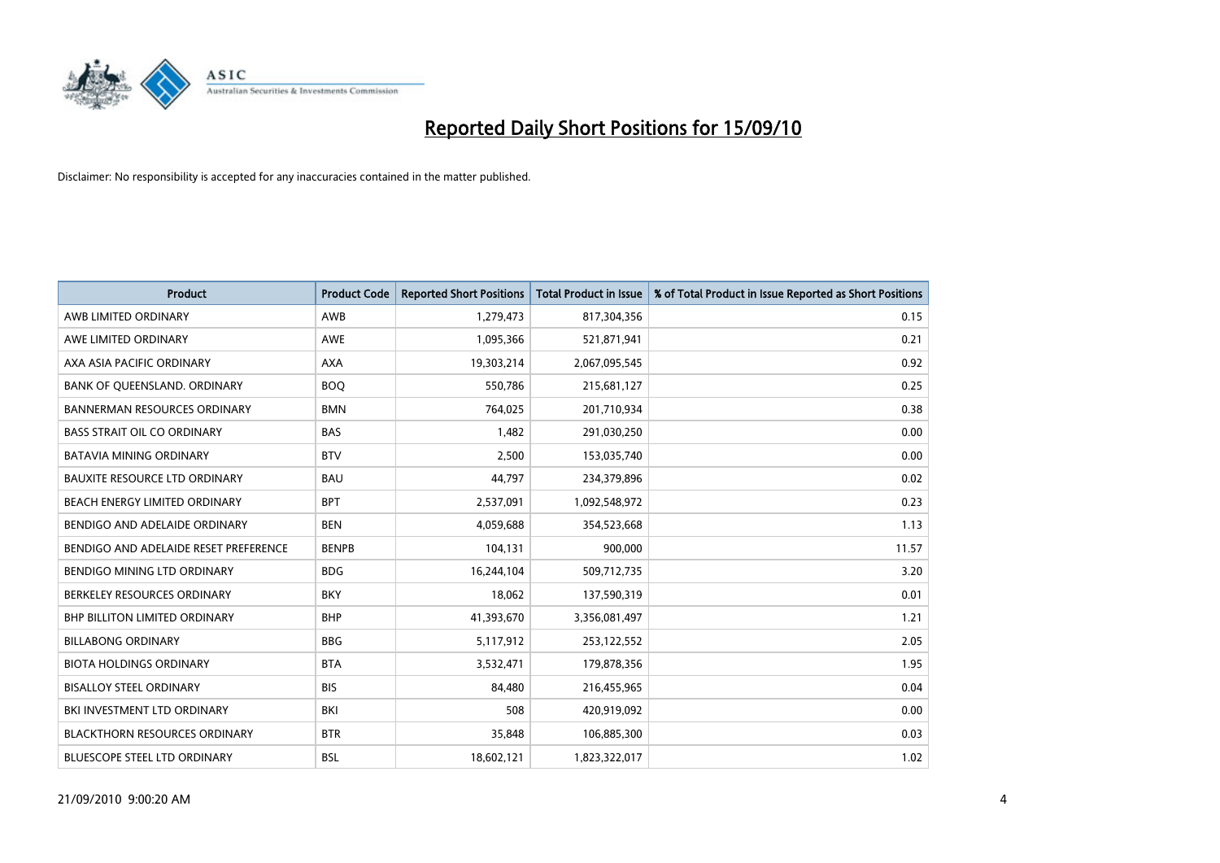# Reported Daily Short Positions for 15/09/10

Disclaimer: No responsibility is accepted for any inaccuracies contained in the matter published.

| Product | Product Code | Reported Short Positions | Total Product in Issue | % of Total Product in Issue Reported as Short Positions |
|---|---|---|---|---|
| AWB LIMITED ORDINARY | AWB | 1,279,473 | 817,304,356 | 0.15 |
| AWE LIMITED ORDINARY | AWE | 1,095,366 | 521,871,941 | 0.21 |
| AXA ASIA PACIFIC ORDINARY | AXA | 19,303,214 | 2,067,095,545 | 0.92 |
| BANK OF QUEENSLAND. ORDINARY | BOQ | 550,786 | 215,681,127 | 0.25 |
| BANNERMAN RESOURCES ORDINARY | BMN | 764,025 | 201,710,934 | 0.38 |
| BASS STRAIT OIL CO ORDINARY | BAS | 1,482 | 291,030,250 | 0.00 |
| BATAVIA MINING ORDINARY | BTV | 2,500 | 153,035,740 | 0.00 |
| BAUXITE RESOURCE LTD ORDINARY | BAU | 44,797 | 234,379,896 | 0.02 |
| BEACH ENERGY LIMITED ORDINARY | BPT | 2,537,091 | 1,092,548,972 | 0.23 |
| BENDIGO AND ADELAIDE ORDINARY | BEN | 4,059,688 | 354,523,668 | 1.13 |
| BENDIGO AND ADELAIDE RESET PREFERENCE | BENPB | 104,131 | 900,000 | 11.57 |
| BENDIGO MINING LTD ORDINARY | BDG | 16,244,104 | 509,712,735 | 3.20 |
| BERKELEY RESOURCES ORDINARY | BKY | 18,062 | 137,590,319 | 0.01 |
| BHP BILLITON LIMITED ORDINARY | BHP | 41,393,670 | 3,356,081,497 | 1.21 |
| BILLABONG ORDINARY | BBG | 5,117,912 | 253,122,552 | 2.05 |
| BIOTA HOLDINGS ORDINARY | BTA | 3,532,471 | 179,878,356 | 1.95 |
| BISALLOY STEEL ORDINARY | BIS | 84,480 | 216,455,965 | 0.04 |
| BKI INVESTMENT LTD ORDINARY | BKI | 508 | 420,919,092 | 0.00 |
| BLACKTHORN RESOURCES ORDINARY | BTR | 35,848 | 106,885,300 | 0.03 |
| BLUESCOPE STEEL LTD ORDINARY | BSL | 18,602,121 | 1,823,322,017 | 1.02 |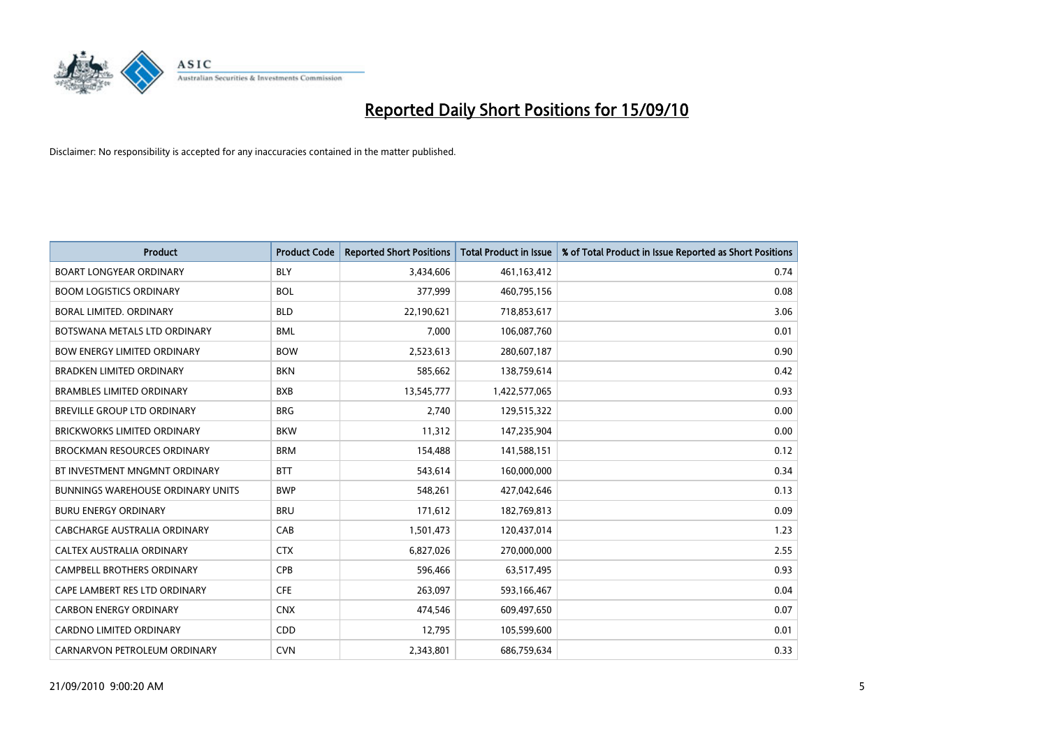# Reported Daily Short Positions for 15/09/10

Disclaimer: No responsibility is accepted for any inaccuracies contained in the matter published.

| Product | Product Code | Reported Short Positions | Total Product in Issue | % of Total Product in Issue Reported as Short Positions |
|---|---|---|---|---|
| BOART LONGYEAR ORDINARY | BLY | 3,434,606 | 461,163,412 | 0.74 |
| BOOM LOGISTICS ORDINARY | BOL | 377,999 | 460,795,156 | 0.08 |
| BORAL LIMITED. ORDINARY | BLD | 22,190,621 | 718,853,617 | 3.06 |
| BOTSWANA METALS LTD ORDINARY | BML | 7,000 | 106,087,760 | 0.01 |
| BOW ENERGY LIMITED ORDINARY | BOW | 2,523,613 | 280,607,187 | 0.90 |
| BRADKEN LIMITED ORDINARY | BKN | 585,662 | 138,759,614 | 0.42 |
| BRAMBLES LIMITED ORDINARY | BXB | 13,545,777 | 1,422,577,065 | 0.93 |
| BREVILLE GROUP LTD ORDINARY | BRG | 2,740 | 129,515,322 | 0.00 |
| BRICKWORKS LIMITED ORDINARY | BKW | 11,312 | 147,235,904 | 0.00 |
| BROCKMAN RESOURCES ORDINARY | BRM | 154,488 | 141,588,151 | 0.12 |
| BT INVESTMENT MNGMNT ORDINARY | BTT | 543,614 | 160,000,000 | 0.34 |
| BUNNINGS WAREHOUSE ORDINARY UNITS | BWP | 548,261 | 427,042,646 | 0.13 |
| BURU ENERGY ORDINARY | BRU | 171,612 | 182,769,813 | 0.09 |
| CABCHARGE AUSTRALIA ORDINARY | CAB | 1,501,473 | 120,437,014 | 1.23 |
| CALTEX AUSTRALIA ORDINARY | CTX | 6,827,026 | 270,000,000 | 2.55 |
| CAMPBELL BROTHERS ORDINARY | CPB | 596,466 | 63,517,495 | 0.93 |
| CAPE LAMBERT RES LTD ORDINARY | CFE | 263,097 | 593,166,467 | 0.04 |
| CARBON ENERGY ORDINARY | CNX | 474,546 | 609,497,650 | 0.07 |
| CARDNO LIMITED ORDINARY | CDD | 12,795 | 105,599,600 | 0.01 |
| CARNARVON PETROLEUM ORDINARY | CVN | 2,343,801 | 686,759,634 | 0.33 |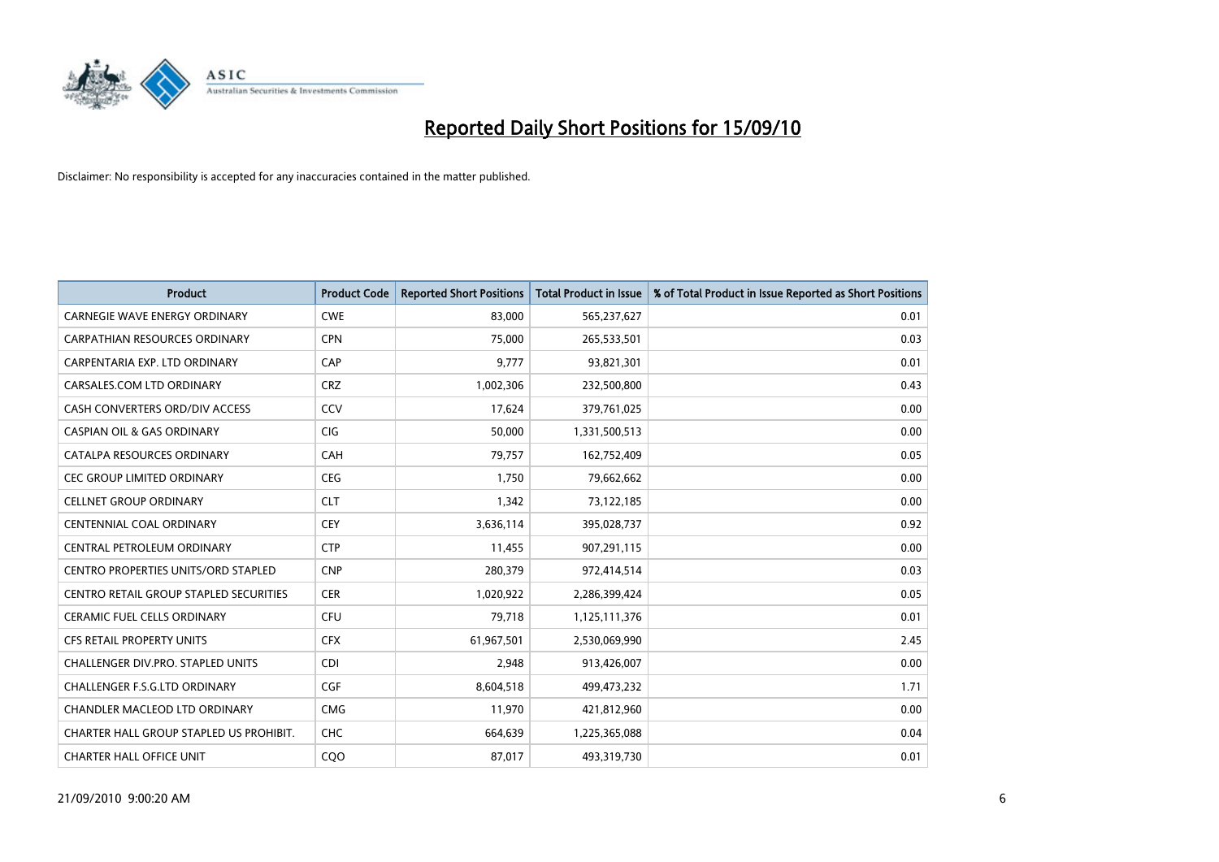# Reported Daily Short Positions for 15/09/10

Disclaimer: No responsibility is accepted for any inaccuracies contained in the matter published.

| Product | Product Code | Reported Short Positions | Total Product in Issue | % of Total Product in Issue Reported as Short Positions |
|---|---|---|---|---|
| CARNEGIE WAVE ENERGY ORDINARY | CWE | 83,000 | 565,237,627 | 0.01 |
| CARPATHIAN RESOURCES ORDINARY | CPN | 75,000 | 265,533,501 | 0.03 |
| CARPENTARIA EXP. LTD ORDINARY | CAP | 9,777 | 93,821,301 | 0.01 |
| CARSALES.COM LTD ORDINARY | CRZ | 1,002,306 | 232,500,800 | 0.43 |
| CASH CONVERTERS ORD/DIV ACCESS | CCV | 17,624 | 379,761,025 | 0.00 |
| CASPIAN OIL & GAS ORDINARY | CIG | 50,000 | 1,331,500,513 | 0.00 |
| CATALPA RESOURCES ORDINARY | CAH | 79,757 | 162,752,409 | 0.05 |
| CEC GROUP LIMITED ORDINARY | CEG | 1,750 | 79,662,662 | 0.00 |
| CELLNET GROUP ORDINARY | CLT | 1,342 | 73,122,185 | 0.00 |
| CENTENNIAL COAL ORDINARY | CEY | 3,636,114 | 395,028,737 | 0.92 |
| CENTRAL PETROLEUM ORDINARY | CTP | 11,455 | 907,291,115 | 0.00 |
| CENTRO PROPERTIES UNITS/ORD STAPLED | CNP | 280,379 | 972,414,514 | 0.03 |
| CENTRO RETAIL GROUP STAPLED SECURITIES | CER | 1,020,922 | 2,286,399,424 | 0.05 |
| CERAMIC FUEL CELLS ORDINARY | CFU | 79,718 | 1,125,111,376 | 0.01 |
| CFS RETAIL PROPERTY UNITS | CFX | 61,967,501 | 2,530,069,990 | 2.45 |
| CHALLENGER DIV.PRO. STAPLED UNITS | CDI | 2,948 | 913,426,007 | 0.00 |
| CHALLENGER F.S.G.LTD ORDINARY | CGF | 8,604,518 | 499,473,232 | 1.71 |
| CHANDLER MACLEOD LTD ORDINARY | CMG | 11,970 | 421,812,960 | 0.00 |
| CHARTER HALL GROUP STAPLED US PROHIBIT. | CHC | 664,639 | 1,225,365,088 | 0.04 |
| CHARTER HALL OFFICE UNIT | CQO | 87,017 | 493,319,730 | 0.01 |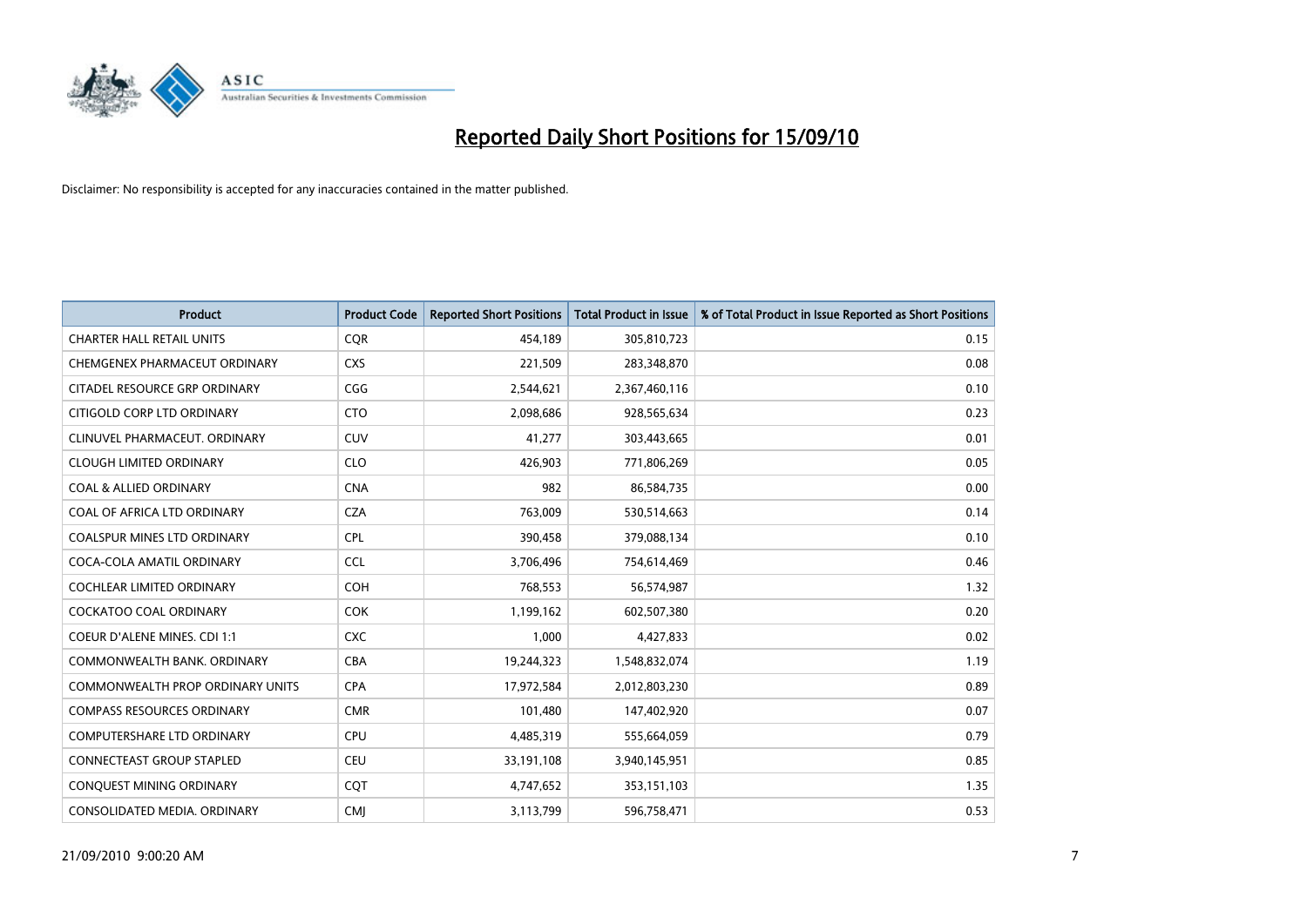# Reported Daily Short Positions for 15/09/10

Disclaimer: No responsibility is accepted for any inaccuracies contained in the matter published.

| Product | Product Code | Reported Short Positions | Total Product in Issue | % of Total Product in Issue Reported as Short Positions |
|---|---|---|---|---|
| CHARTER HALL RETAIL UNITS | CQR | 454,189 | 305,810,723 | 0.15 |
| CHEMGENEX PHARMACEUT ORDINARY | CXS | 221,509 | 283,348,870 | 0.08 |
| CITADEL RESOURCE GRP ORDINARY | CGG | 2,544,621 | 2,367,460,116 | 0.10 |
| CITIGOLD CORP LTD ORDINARY | CTO | 2,098,686 | 928,565,634 | 0.23 |
| CLINUVEL PHARMACEUT. ORDINARY | CUV | 41,277 | 303,443,665 | 0.01 |
| CLOUGH LIMITED ORDINARY | CLO | 426,903 | 771,806,269 | 0.05 |
| COAL & ALLIED ORDINARY | CNA | 982 | 86,584,735 | 0.00 |
| COAL OF AFRICA LTD ORDINARY | CZA | 763,009 | 530,514,663 | 0.14 |
| COALSPUR MINES LTD ORDINARY | CPL | 390,458 | 379,088,134 | 0.10 |
| COCA-COLA AMATIL ORDINARY | CCL | 3,706,496 | 754,614,469 | 0.46 |
| COCHLEAR LIMITED ORDINARY | COH | 768,553 | 56,574,987 | 1.32 |
| COCKATOO COAL ORDINARY | COK | 1,199,162 | 602,507,380 | 0.20 |
| COEUR D'ALENE MINES. CDI 1:1 | CXC | 1,000 | 4,427,833 | 0.02 |
| COMMONWEALTH BANK. ORDINARY | CBA | 19,244,323 | 1,548,832,074 | 1.19 |
| COMMONWEALTH PROP ORDINARY UNITS | CPA | 17,972,584 | 2,012,803,230 | 0.89 |
| COMPASS RESOURCES ORDINARY | CMR | 101,480 | 147,402,920 | 0.07 |
| COMPUTERSHARE LTD ORDINARY | CPU | 4,485,319 | 555,664,059 | 0.79 |
| CONNECTEAST GROUP STAPLED | CEU | 33,191,108 | 3,940,145,951 | 0.85 |
| CONQUEST MINING ORDINARY | CQT | 4,747,652 | 353,151,103 | 1.35 |
| CONSOLIDATED MEDIA. ORDINARY | CMJ | 3,113,799 | 596,758,471 | 0.53 |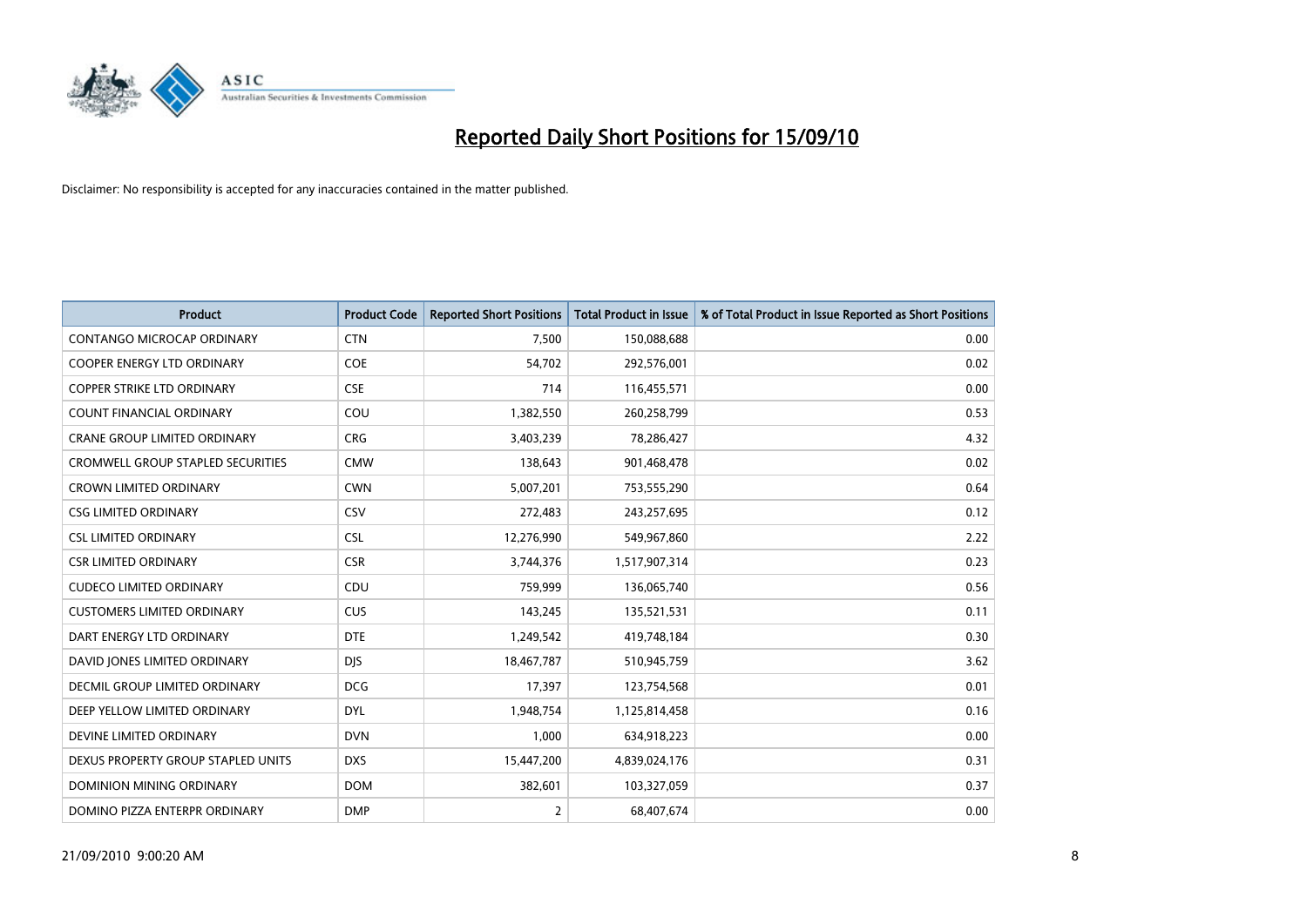# Reported Daily Short Positions for 15/09/10

Disclaimer: No responsibility is accepted for any inaccuracies contained in the matter published.

| Product | Product Code | Reported Short Positions | Total Product in Issue | % of Total Product in Issue Reported as Short Positions |
|---|---|---|---|---|
| CONTANGO MICROCAP ORDINARY | CTN | 7,500 | 150,088,688 | 0.00 |
| COOPER ENERGY LTD ORDINARY | COE | 54,702 | 292,576,001 | 0.02 |
| COPPER STRIKE LTD ORDINARY | CSE | 714 | 116,455,571 | 0.00 |
| COUNT FINANCIAL ORDINARY | COU | 1,382,550 | 260,258,799 | 0.53 |
| CRANE GROUP LIMITED ORDINARY | CRG | 3,403,239 | 78,286,427 | 4.32 |
| CROMWELL GROUP STAPLED SECURITIES | CMW | 138,643 | 901,468,478 | 0.02 |
| CROWN LIMITED ORDINARY | CWN | 5,007,201 | 753,555,290 | 0.64 |
| CSG LIMITED ORDINARY | CSV | 272,483 | 243,257,695 | 0.12 |
| CSL LIMITED ORDINARY | CSL | 12,276,990 | 549,967,860 | 2.22 |
| CSR LIMITED ORDINARY | CSR | 3,744,376 | 1,517,907,314 | 0.23 |
| CUDECO LIMITED ORDINARY | CDU | 759,999 | 136,065,740 | 0.56 |
| CUSTOMERS LIMITED ORDINARY | CUS | 143,245 | 135,521,531 | 0.11 |
| DART ENERGY LTD ORDINARY | DTE | 1,249,542 | 419,748,184 | 0.30 |
| DAVID JONES LIMITED ORDINARY | DJS | 18,467,787 | 510,945,759 | 3.62 |
| DECMIL GROUP LIMITED ORDINARY | DCG | 17,397 | 123,754,568 | 0.01 |
| DEEP YELLOW LIMITED ORDINARY | DYL | 1,948,754 | 1,125,814,458 | 0.16 |
| DEVINE LIMITED ORDINARY | DVN | 1,000 | 634,918,223 | 0.00 |
| DEXUS PROPERTY GROUP STAPLED UNITS | DXS | 15,447,200 | 4,839,024,176 | 0.31 |
| DOMINION MINING ORDINARY | DOM | 382,601 | 103,327,059 | 0.37 |
| DOMINO PIZZA ENTERPR ORDINARY | DMP | 2 | 68,407,674 | 0.00 |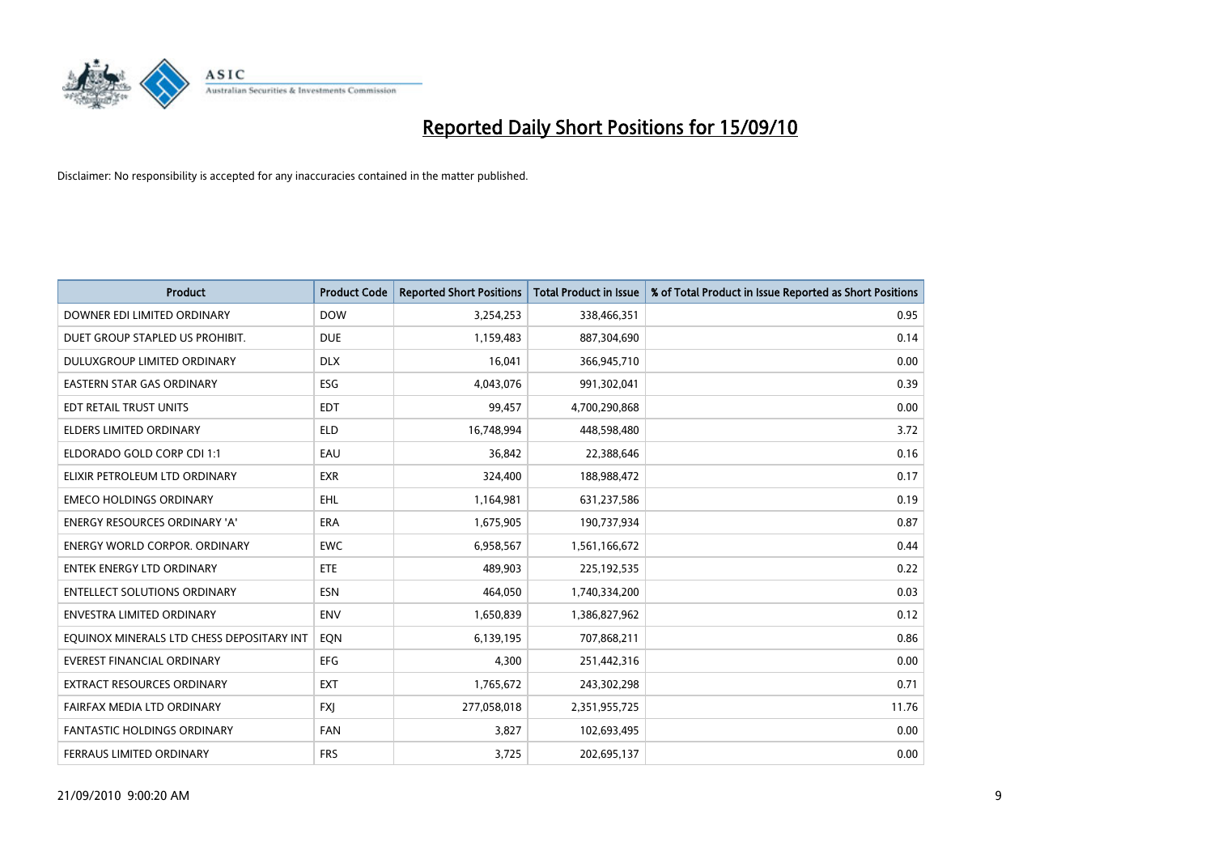# Reported Daily Short Positions for 15/09/10

Disclaimer: No responsibility is accepted for any inaccuracies contained in the matter published.

| Product | Product Code | Reported Short Positions | Total Product in Issue | % of Total Product in Issue Reported as Short Positions |
|---|---|---|---|---|
| DOWNER EDI LIMITED ORDINARY | DOW | 3,254,253 | 338,466,351 | 0.95 |
| DUET GROUP STAPLED US PROHIBIT. | DUE | 1,159,483 | 887,304,690 | 0.14 |
| DULUXGROUP LIMITED ORDINARY | DLX | 16,041 | 366,945,710 | 0.00 |
| EASTERN STAR GAS ORDINARY | ESG | 4,043,076 | 991,302,041 | 0.39 |
| EDT RETAIL TRUST UNITS | EDT | 99,457 | 4,700,290,868 | 0.00 |
| ELDERS LIMITED ORDINARY | ELD | 16,748,994 | 448,598,480 | 3.72 |
| ELDORADO GOLD CORP CDI 1:1 | EAU | 36,842 | 22,388,646 | 0.16 |
| ELIXIR PETROLEUM LTD ORDINARY | EXR | 324,400 | 188,988,472 | 0.17 |
| EMECO HOLDINGS ORDINARY | EHL | 1,164,981 | 631,237,586 | 0.19 |
| ENERGY RESOURCES ORDINARY 'A' | ERA | 1,675,905 | 190,737,934 | 0.87 |
| ENERGY WORLD CORPOR. ORDINARY | EWC | 6,958,567 | 1,561,166,672 | 0.44 |
| ENTEK ENERGY LTD ORDINARY | ETE | 489,903 | 225,192,535 | 0.22 |
| ENTELLECT SOLUTIONS ORDINARY | ESN | 464,050 | 1,740,334,200 | 0.03 |
| ENVESTRA LIMITED ORDINARY | ENV | 1,650,839 | 1,386,827,962 | 0.12 |
| EQUINOX MINERALS LTD CHESS DEPOSITARY INT | EQN | 6,139,195 | 707,868,211 | 0.86 |
| EVEREST FINANCIAL ORDINARY | EFG | 4,300 | 251,442,316 | 0.00 |
| EXTRACT RESOURCES ORDINARY | EXT | 1,765,672 | 243,302,298 | 0.71 |
| FAIRFAX MEDIA LTD ORDINARY | FXJ | 277,058,018 | 2,351,955,725 | 11.76 |
| FANTASTIC HOLDINGS ORDINARY | FAN | 3,827 | 102,693,495 | 0.00 |
| FERRAUS LIMITED ORDINARY | FRS | 3,725 | 202,695,137 | 0.00 |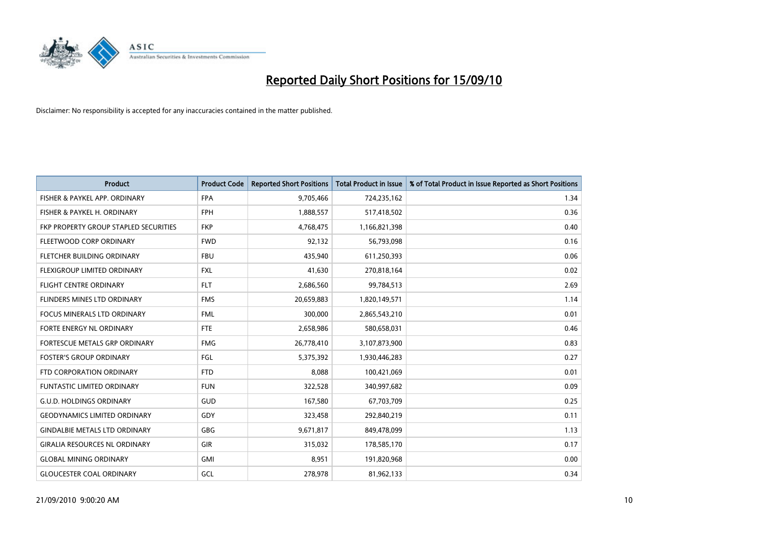# Reported Daily Short Positions for 15/09/10

Disclaimer: No responsibility is accepted for any inaccuracies contained in the matter published.

| Product | Product Code | Reported Short Positions | Total Product in Issue | % of Total Product in Issue Reported as Short Positions |
|---|---|---|---|---|
| FISHER & PAYKEL APP. ORDINARY | FPA | 9,705,466 | 724,235,162 | 1.34 |
| FISHER & PAYKEL H. ORDINARY | FPH | 1,888,557 | 517,418,502 | 0.36 |
| FKP PROPERTY GROUP STAPLED SECURITIES | FKP | 4,768,475 | 1,166,821,398 | 0.40 |
| FLEETWOOD CORP ORDINARY | FWD | 92,132 | 56,793,098 | 0.16 |
| FLETCHER BUILDING ORDINARY | FBU | 435,940 | 611,250,393 | 0.06 |
| FLEXIGROUP LIMITED ORDINARY | FXL | 41,630 | 270,818,164 | 0.02 |
| FLIGHT CENTRE ORDINARY | FLT | 2,686,560 | 99,784,513 | 2.69 |
| FLINDERS MINES LTD ORDINARY | FMS | 20,659,883 | 1,820,149,571 | 1.14 |
| FOCUS MINERALS LTD ORDINARY | FML | 300,000 | 2,865,543,210 | 0.01 |
| FORTE ENERGY NL ORDINARY | FTE | 2,658,986 | 580,658,031 | 0.46 |
| FORTESCUE METALS GRP ORDINARY | FMG | 26,778,410 | 3,107,873,900 | 0.83 |
| FOSTER'S GROUP ORDINARY | FGL | 5,375,392 | 1,930,446,283 | 0.27 |
| FTD CORPORATION ORDINARY | FTD | 8,088 | 100,421,069 | 0.01 |
| FUNTASTIC LIMITED ORDINARY | FUN | 322,528 | 340,997,682 | 0.09 |
| G.U.D. HOLDINGS ORDINARY | GUD | 167,580 | 67,703,709 | 0.25 |
| GEODYNAMICS LIMITED ORDINARY | GDY | 323,458 | 292,840,219 | 0.11 |
| GINDALBIE METALS LTD ORDINARY | GBG | 9,671,817 | 849,478,099 | 1.13 |
| GIRALIA RESOURCES NL ORDINARY | GIR | 315,032 | 178,585,170 | 0.17 |
| GLOBAL MINING ORDINARY | GMI | 8,951 | 191,820,968 | 0.00 |
| GLOUCESTER COAL ORDINARY | GCL | 278,978 | 81,962,133 | 0.34 |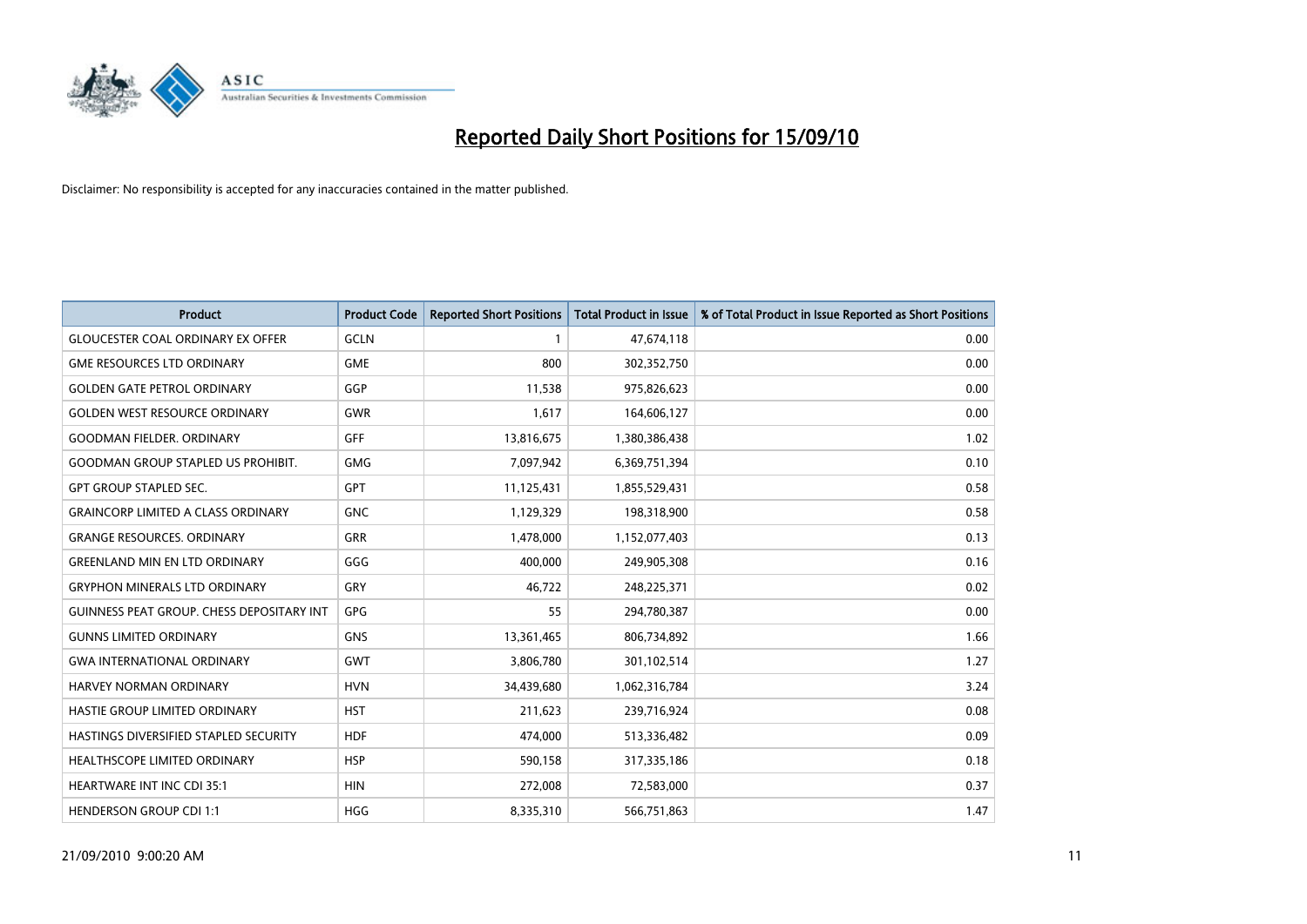# Reported Daily Short Positions for 15/09/10

Disclaimer: No responsibility is accepted for any inaccuracies contained in the matter published.

| Product | Product Code | Reported Short Positions | Total Product in Issue | % of Total Product in Issue Reported as Short Positions |
|---|---|---|---|---|
| GLOUCESTER COAL ORDINARY EX OFFER | GCLN | 1 | 47,674,118 | 0.00 |
| GME RESOURCES LTD ORDINARY | GME | 800 | 302,352,750 | 0.00 |
| GOLDEN GATE PETROL ORDINARY | GGP | 11,538 | 975,826,623 | 0.00 |
| GOLDEN WEST RESOURCE ORDINARY | GWR | 1,617 | 164,606,127 | 0.00 |
| GOODMAN FIELDER. ORDINARY | GFF | 13,816,675 | 1,380,386,438 | 1.02 |
| GOODMAN GROUP STAPLED US PROHIBIT. | GMG | 7,097,942 | 6,369,751,394 | 0.10 |
| GPT GROUP STAPLED SEC. | GPT | 11,125,431 | 1,855,529,431 | 0.58 |
| GRAINCORP LIMITED A CLASS ORDINARY | GNC | 1,129,329 | 198,318,900 | 0.58 |
| GRANGE RESOURCES. ORDINARY | GRR | 1,478,000 | 1,152,077,403 | 0.13 |
| GREENLAND MIN EN LTD ORDINARY | GGG | 400,000 | 249,905,308 | 0.16 |
| GRYPHON MINERALS LTD ORDINARY | GRY | 46,722 | 248,225,371 | 0.02 |
| GUINNESS PEAT GROUP. CHESS DEPOSITARY INT | GPG | 55 | 294,780,387 | 0.00 |
| GUNNS LIMITED ORDINARY | GNS | 13,361,465 | 806,734,892 | 1.66 |
| GWA INTERNATIONAL ORDINARY | GWT | 3,806,780 | 301,102,514 | 1.27 |
| HARVEY NORMAN ORDINARY | HVN | 34,439,680 | 1,062,316,784 | 3.24 |
| HASTIE GROUP LIMITED ORDINARY | HST | 211,623 | 239,716,924 | 0.08 |
| HASTINGS DIVERSIFIED STAPLED SECURITY | HDF | 474,000 | 513,336,482 | 0.09 |
| HEALTHSCOPE LIMITED ORDINARY | HSP | 590,158 | 317,335,186 | 0.18 |
| HEARTWARE INT INC CDI 35:1 | HIN | 272,008 | 72,583,000 | 0.37 |
| HENDERSON GROUP CDI 1:1 | HGG | 8,335,310 | 566,751,863 | 1.47 |

21/09/2010 9:00:20 AM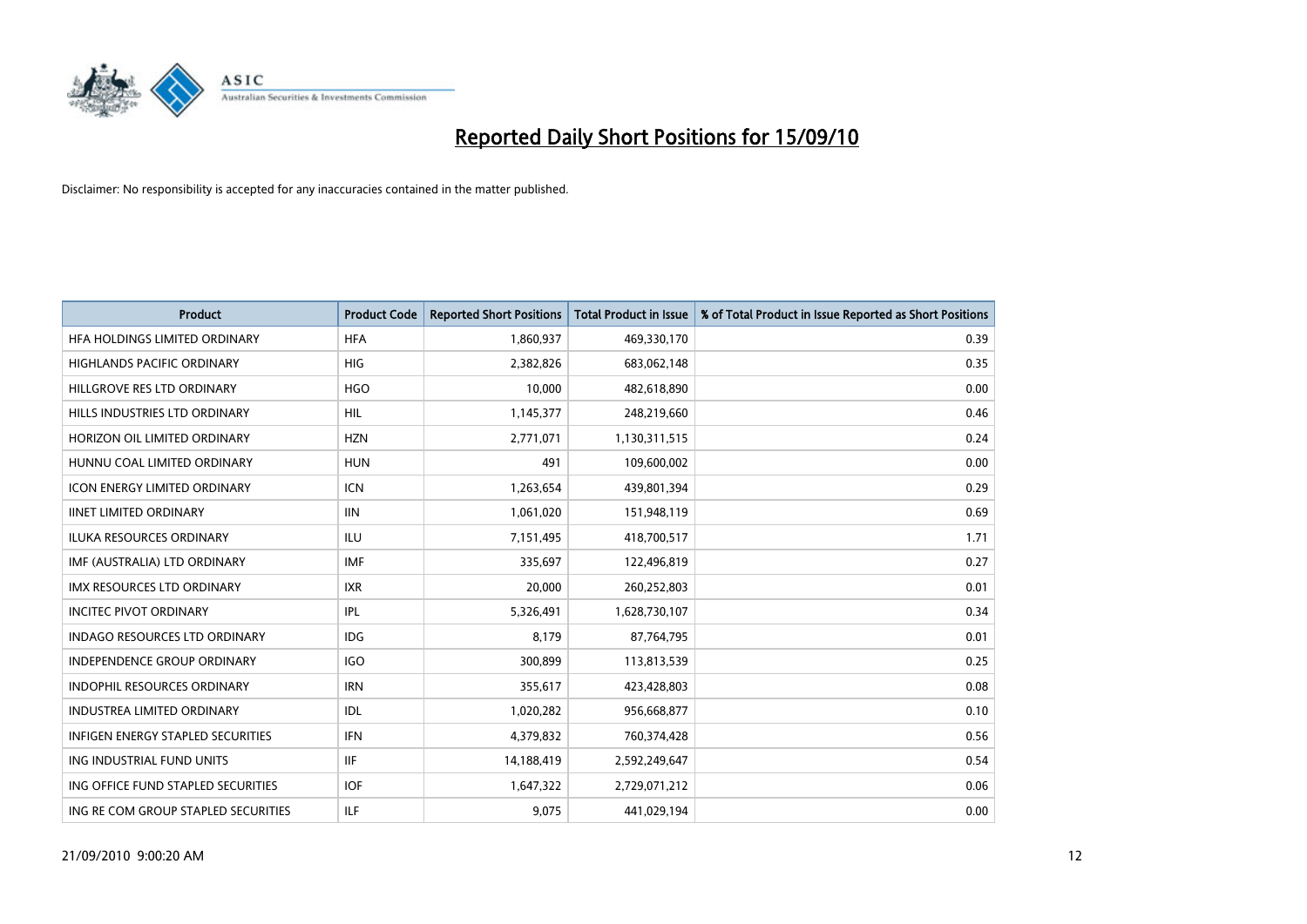# Reported Daily Short Positions for 15/09/10

Disclaimer: No responsibility is accepted for any inaccuracies contained in the matter published.

| Product | Product Code | Reported Short Positions | Total Product in Issue | % of Total Product in Issue Reported as Short Positions |
|---|---|---|---|---|
| HFA HOLDINGS LIMITED ORDINARY | HFA | 1,860,937 | 469,330,170 | 0.39 |
| HIGHLANDS PACIFIC ORDINARY | HIG | 2,382,826 | 683,062,148 | 0.35 |
| HILLGROVE RES LTD ORDINARY | HGO | 10,000 | 482,618,890 | 0.00 |
| HILLS INDUSTRIES LTD ORDINARY | HIL | 1,145,377 | 248,219,660 | 0.46 |
| HORIZON OIL LIMITED ORDINARY | HZN | 2,771,071 | 1,130,311,515 | 0.24 |
| HUNNU COAL LIMITED ORDINARY | HUN | 491 | 109,600,002 | 0.00 |
| ICON ENERGY LIMITED ORDINARY | ICN | 1,263,654 | 439,801,394 | 0.29 |
| IINET LIMITED ORDINARY | IIN | 1,061,020 | 151,948,119 | 0.69 |
| ILUKA RESOURCES ORDINARY | ILU | 7,151,495 | 418,700,517 | 1.71 |
| IMF (AUSTRALIA) LTD ORDINARY | IMF | 335,697 | 122,496,819 | 0.27 |
| IMX RESOURCES LTD ORDINARY | IXR | 20,000 | 260,252,803 | 0.01 |
| INCITEC PIVOT ORDINARY | IPL | 5,326,491 | 1,628,730,107 | 0.34 |
| INDAGO RESOURCES LTD ORDINARY | IDG | 8,179 | 87,764,795 | 0.01 |
| INDEPENDENCE GROUP ORDINARY | IGO | 300,899 | 113,813,539 | 0.25 |
| INDOPHIL RESOURCES ORDINARY | IRN | 355,617 | 423,428,803 | 0.08 |
| INDUSTREA LIMITED ORDINARY | IDL | 1,020,282 | 956,668,877 | 0.10 |
| INFIGEN ENERGY STAPLED SECURITIES | IFN | 4,379,832 | 760,374,428 | 0.56 |
| ING INDUSTRIAL FUND UNITS | IIF | 14,188,419 | 2,592,249,647 | 0.54 |
| ING OFFICE FUND STAPLED SECURITIES | IOF | 1,647,322 | 2,729,071,212 | 0.06 |
| ING RE COM GROUP STAPLED SECURITIES | ILF | 9,075 | 441,029,194 | 0.00 |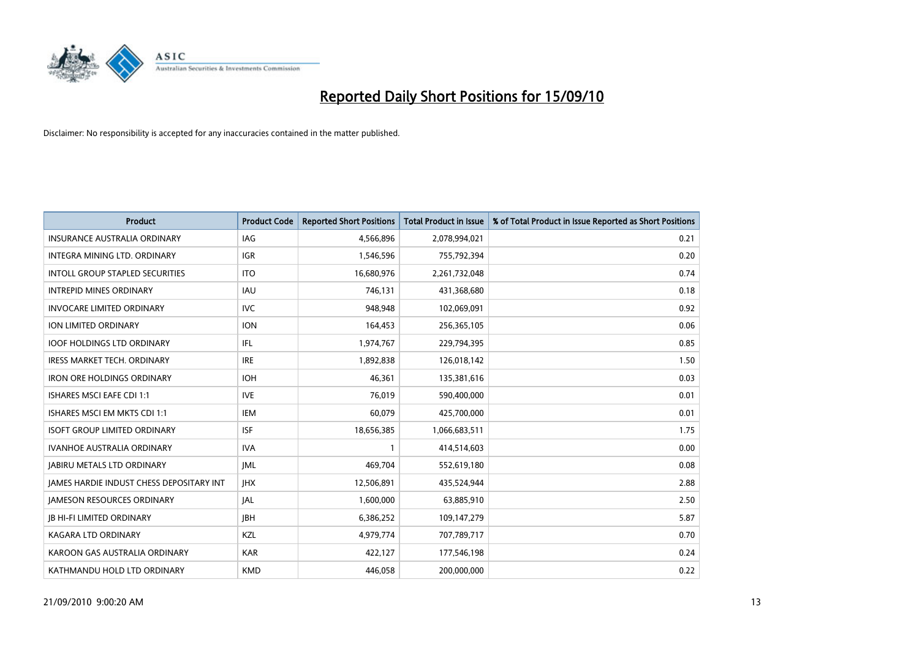# Reported Daily Short Positions for 15/09/10

Disclaimer: No responsibility is accepted for any inaccuracies contained in the matter published.

| Product | Product Code | Reported Short Positions | Total Product in Issue | % of Total Product in Issue Reported as Short Positions |
|---|---|---|---|---|
| INSURANCE AUSTRALIA ORDINARY | IAG | 4,566,896 | 2,078,994,021 | 0.21 |
| INTEGRA MINING LTD. ORDINARY | IGR | 1,546,596 | 755,792,394 | 0.20 |
| INTOLL GROUP STAPLED SECURITIES | ITO | 16,680,976 | 2,261,732,048 | 0.74 |
| INTREPID MINES ORDINARY | IAU | 746,131 | 431,368,680 | 0.18 |
| INVOCARE LIMITED ORDINARY | IVC | 948,948 | 102,069,091 | 0.92 |
| ION LIMITED ORDINARY | ION | 164,453 | 256,365,105 | 0.06 |
| IOOF HOLDINGS LTD ORDINARY | IFL | 1,974,767 | 229,794,395 | 0.85 |
| IRESS MARKET TECH. ORDINARY | IRE | 1,892,838 | 126,018,142 | 1.50 |
| IRON ORE HOLDINGS ORDINARY | IOH | 46,361 | 135,381,616 | 0.03 |
| ISHARES MSCI EAFE CDI 1:1 | IVE | 76,019 | 590,400,000 | 0.01 |
| ISHARES MSCI EM MKTS CDI 1:1 | IEM | 60,079 | 425,700,000 | 0.01 |
| ISOFT GROUP LIMITED ORDINARY | ISF | 18,656,385 | 1,066,683,511 | 1.75 |
| IVANHOE AUSTRALIA ORDINARY | IVA | 1 | 414,514,603 | 0.00 |
| JABIRU METALS LTD ORDINARY | JML | 469,704 | 552,619,180 | 0.08 |
| JAMES HARDIE INDUST CHESS DEPOSITARY INT | JHX | 12,506,891 | 435,524,944 | 2.88 |
| JAMESON RESOURCES ORDINARY | JAL | 1,600,000 | 63,885,910 | 2.50 |
| JB HI-FI LIMITED ORDINARY | JBH | 6,386,252 | 109,147,279 | 5.87 |
| KAGARA LTD ORDINARY | KZL | 4,979,774 | 707,789,717 | 0.70 |
| KAROON GAS AUSTRALIA ORDINARY | KAR | 422,127 | 177,546,198 | 0.24 |
| KATHMANDU HOLD LTD ORDINARY | KMD | 446,058 | 200,000,000 | 0.22 |

21/09/2010 9:00:20 AM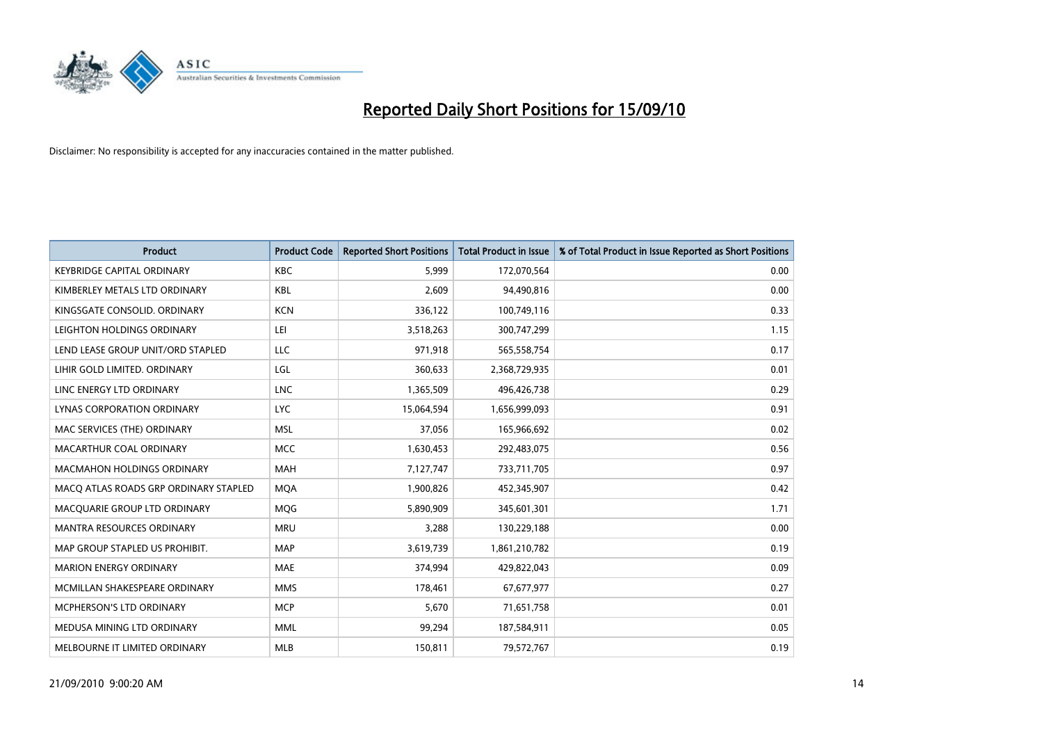# Reported Daily Short Positions for 15/09/10

Disclaimer: No responsibility is accepted for any inaccuracies contained in the matter published.

| Product | Product Code | Reported Short Positions | Total Product in Issue | % of Total Product in Issue Reported as Short Positions |
|---|---|---|---|---|
| KEYBRIDGE CAPITAL ORDINARY | KBC | 5,999 | 172,070,564 | 0.00 |
| KIMBERLEY METALS LTD ORDINARY | KBL | 2,609 | 94,490,816 | 0.00 |
| KINGSGATE CONSOLID. ORDINARY | KCN | 336,122 | 100,749,116 | 0.33 |
| LEIGHTON HOLDINGS ORDINARY | LEI | 3,518,263 | 300,747,299 | 1.15 |
| LEND LEASE GROUP UNIT/ORD STAPLED | LLC | 971,918 | 565,558,754 | 0.17 |
| LIHIR GOLD LIMITED. ORDINARY | LGL | 360,633 | 2,368,729,935 | 0.01 |
| LINC ENERGY LTD ORDINARY | LNC | 1,365,509 | 496,426,738 | 0.29 |
| LYNAS CORPORATION ORDINARY | LYC | 15,064,594 | 1,656,999,093 | 0.91 |
| MAC SERVICES (THE) ORDINARY | MSL | 37,056 | 165,966,692 | 0.02 |
| MACARTHUR COAL ORDINARY | MCC | 1,630,453 | 292,483,075 | 0.56 |
| MACMAHON HOLDINGS ORDINARY | MAH | 7,127,747 | 733,711,705 | 0.97 |
| MACQ ATLAS ROADS GRP ORDINARY STAPLED | MQA | 1,900,826 | 452,345,907 | 0.42 |
| MACQUARIE GROUP LTD ORDINARY | MQG | 5,890,909 | 345,601,301 | 1.71 |
| MANTRA RESOURCES ORDINARY | MRU | 3,288 | 130,229,188 | 0.00 |
| MAP GROUP STAPLED US PROHIBIT. | MAP | 3,619,739 | 1,861,210,782 | 0.19 |
| MARION ENERGY ORDINARY | MAE | 374,994 | 429,822,043 | 0.09 |
| MCMILLAN SHAKESPEARE ORDINARY | MMS | 178,461 | 67,677,977 | 0.27 |
| MCPHERSON'S LTD ORDINARY | MCP | 5,670 | 71,651,758 | 0.01 |
| MEDUSA MINING LTD ORDINARY | MML | 99,294 | 187,584,911 | 0.05 |
| MELBOURNE IT LIMITED ORDINARY | MLB | 150,811 | 79,572,767 | 0.19 |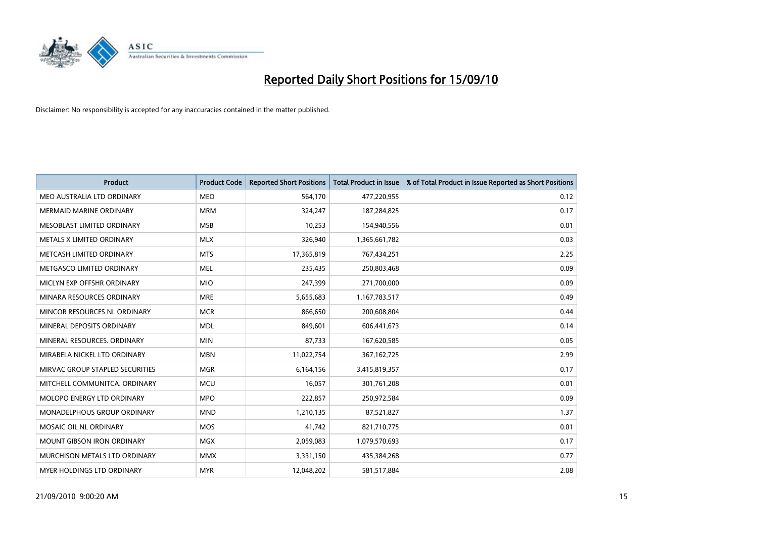# Reported Daily Short Positions for 15/09/10

Disclaimer: No responsibility is accepted for any inaccuracies contained in the matter published.

| Product | Product Code | Reported Short Positions | Total Product in Issue | % of Total Product in Issue Reported as Short Positions |
|---|---|---|---|---|
| MEO AUSTRALIA LTD ORDINARY | MEO | 564,170 | 477,220,955 | 0.12 |
| MERMAID MARINE ORDINARY | MRM | 324,247 | 187,284,825 | 0.17 |
| MESOBLAST LIMITED ORDINARY | MSB | 10,253 | 154,940,556 | 0.01 |
| METALS X LIMITED ORDINARY | MLX | 326,940 | 1,365,661,782 | 0.03 |
| METCASH LIMITED ORDINARY | MTS | 17,365,819 | 767,434,251 | 2.25 |
| METGASCO LIMITED ORDINARY | MEL | 235,435 | 250,803,468 | 0.09 |
| MICLYN EXP OFFSHR ORDINARY | MIO | 247,399 | 271,700,000 | 0.09 |
| MINARA RESOURCES ORDINARY | MRE | 5,655,683 | 1,167,783,517 | 0.49 |
| MINCOR RESOURCES NL ORDINARY | MCR | 866,650 | 200,608,804 | 0.44 |
| MINERAL DEPOSITS ORDINARY | MDL | 849,601 | 606,441,673 | 0.14 |
| MINERAL RESOURCES. ORDINARY | MIN | 87,733 | 167,620,585 | 0.05 |
| MIRABELA NICKEL LTD ORDINARY | MBN | 11,022,754 | 367,162,725 | 2.99 |
| MIRVAC GROUP STAPLED SECURITIES | MGR | 6,164,156 | 3,415,819,357 | 0.17 |
| MITCHELL COMMUNITCA. ORDINARY | MCU | 16,057 | 301,761,208 | 0.01 |
| MOLOPO ENERGY LTD ORDINARY | MPO | 222,857 | 250,972,584 | 0.09 |
| MONADELPHOUS GROUP ORDINARY | MND | 1,210,135 | 87,521,827 | 1.37 |
| MOSAIC OIL NL ORDINARY | MOS | 41,742 | 821,710,775 | 0.01 |
| MOUNT GIBSON IRON ORDINARY | MGX | 2,059,083 | 1,079,570,693 | 0.17 |
| MURCHISON METALS LTD ORDINARY | MMX | 3,331,150 | 435,384,268 | 0.77 |
| MYER HOLDINGS LTD ORDINARY | MYR | 12,048,202 | 581,517,884 | 2.08 |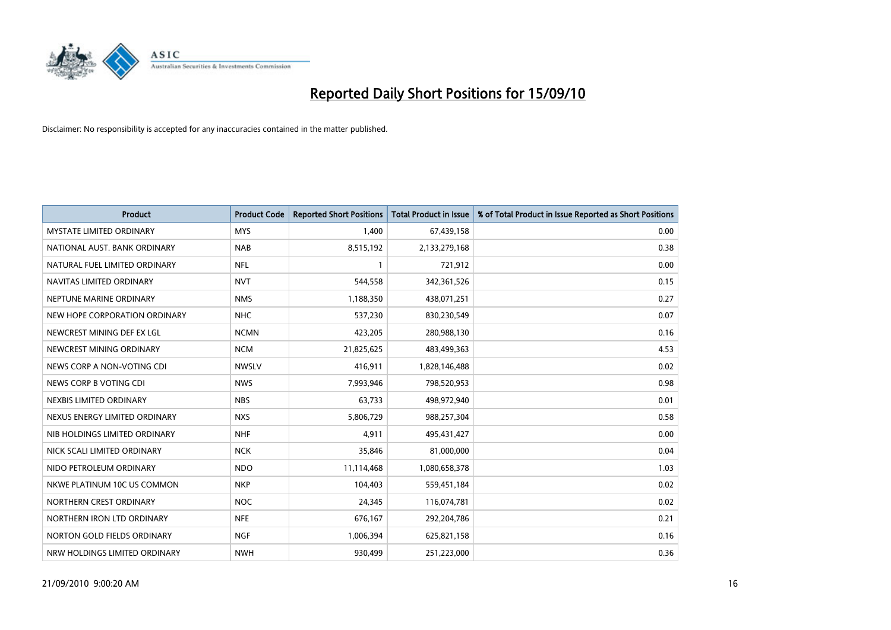# Reported Daily Short Positions for 15/09/10

Disclaimer: No responsibility is accepted for any inaccuracies contained in the matter published.

| Product | Product Code | Reported Short Positions | Total Product in Issue | % of Total Product in Issue Reported as Short Positions |
|---|---|---|---|---|
| MYSTATE LIMITED ORDINARY | MYS | 1,400 | 67,439,158 | 0.00 |
| NATIONAL AUST. BANK ORDINARY | NAB | 8,515,192 | 2,133,279,168 | 0.38 |
| NATURAL FUEL LIMITED ORDINARY | NFL | 1 | 721,912 | 0.00 |
| NAVITAS LIMITED ORDINARY | NVT | 544,558 | 342,361,526 | 0.15 |
| NEPTUNE MARINE ORDINARY | NMS | 1,188,350 | 438,071,251 | 0.27 |
| NEW HOPE CORPORATION ORDINARY | NHC | 537,230 | 830,230,549 | 0.07 |
| NEWCREST MINING DEF EX LGL | NCMN | 423,205 | 280,988,130 | 0.16 |
| NEWCREST MINING ORDINARY | NCM | 21,825,625 | 483,499,363 | 4.53 |
| NEWS CORP A NON-VOTING CDI | NWSLV | 416,911 | 1,828,146,488 | 0.02 |
| NEWS CORP B VOTING CDI | NWS | 7,993,946 | 798,520,953 | 0.98 |
| NEXBIS LIMITED ORDINARY | NBS | 63,733 | 498,972,940 | 0.01 |
| NEXUS ENERGY LIMITED ORDINARY | NXS | 5,806,729 | 988,257,304 | 0.58 |
| NIB HOLDINGS LIMITED ORDINARY | NHF | 4,911 | 495,431,427 | 0.00 |
| NICK SCALI LIMITED ORDINARY | NCK | 35,846 | 81,000,000 | 0.04 |
| NIDO PETROLEUM ORDINARY | NDO | 11,114,468 | 1,080,658,378 | 1.03 |
| NKWE PLATINUM 10C US COMMON | NKP | 104,403 | 559,451,184 | 0.02 |
| NORTHERN CREST ORDINARY | NOC | 24,345 | 116,074,781 | 0.02 |
| NORTHERN IRON LTD ORDINARY | NFE | 676,167 | 292,204,786 | 0.21 |
| NORTON GOLD FIELDS ORDINARY | NGF | 1,006,394 | 625,821,158 | 0.16 |
| NRW HOLDINGS LIMITED ORDINARY | NWH | 930,499 | 251,223,000 | 0.36 |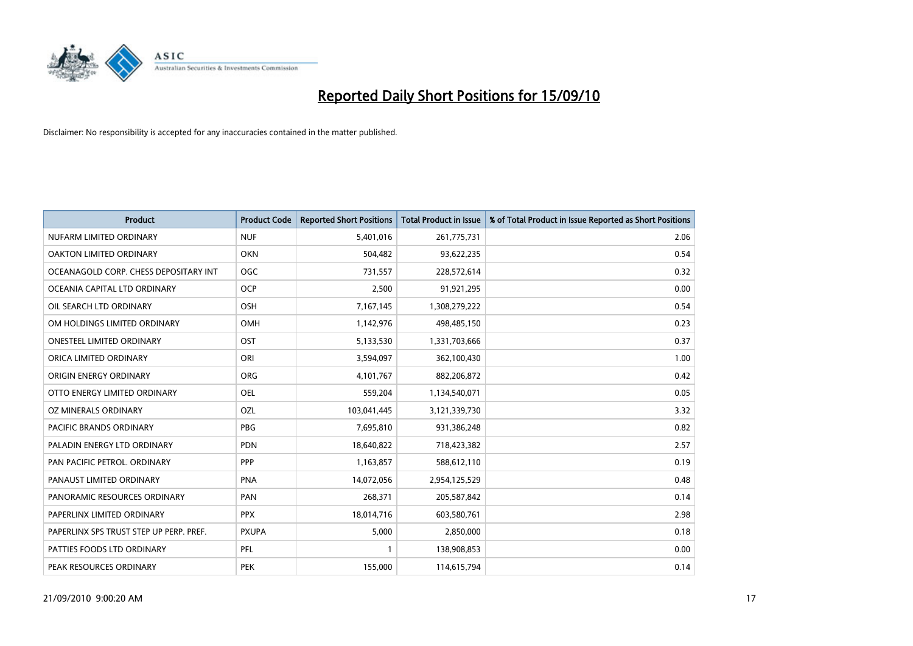# Reported Daily Short Positions for 15/09/10

Disclaimer: No responsibility is accepted for any inaccuracies contained in the matter published.

| Product | Product Code | Reported Short Positions | Total Product in Issue | % of Total Product in Issue Reported as Short Positions |
|---|---|---|---|---|
| NUFARM LIMITED ORDINARY | NUF | 5,401,016 | 261,775,731 | 2.06 |
| OAKTON LIMITED ORDINARY | OKN | 504,482 | 93,622,235 | 0.54 |
| OCEANAGOLD CORP. CHESS DEPOSITARY INT | OGC | 731,557 | 228,572,614 | 0.32 |
| OCEANIA CAPITAL LTD ORDINARY | OCP | 2,500 | 91,921,295 | 0.00 |
| OIL SEARCH LTD ORDINARY | OSH | 7,167,145 | 1,308,279,222 | 0.54 |
| OM HOLDINGS LIMITED ORDINARY | OMH | 1,142,976 | 498,485,150 | 0.23 |
| ONESTEEL LIMITED ORDINARY | OST | 5,133,530 | 1,331,703,666 | 0.37 |
| ORICA LIMITED ORDINARY | ORI | 3,594,097 | 362,100,430 | 1.00 |
| ORIGIN ENERGY ORDINARY | ORG | 4,101,767 | 882,206,872 | 0.42 |
| OTTO ENERGY LIMITED ORDINARY | OEL | 559,204 | 1,134,540,071 | 0.05 |
| OZ MINERALS ORDINARY | OZL | 103,041,445 | 3,121,339,730 | 3.32 |
| PACIFIC BRANDS ORDINARY | PBG | 7,695,810 | 931,386,248 | 0.82 |
| PALADIN ENERGY LTD ORDINARY | PDN | 18,640,822 | 718,423,382 | 2.57 |
| PAN PACIFIC PETROL. ORDINARY | PPP | 1,163,857 | 588,612,110 | 0.19 |
| PANAUST LIMITED ORDINARY | PNA | 14,072,056 | 2,954,125,529 | 0.48 |
| PANORAMIC RESOURCES ORDINARY | PAN | 268,371 | 205,587,842 | 0.14 |
| PAPERLINX LIMITED ORDINARY | PPX | 18,014,716 | 603,580,761 | 2.98 |
| PAPERLINX SPS TRUST STEP UP PERP. PREF. | PXUPA | 5,000 | 2,850,000 | 0.18 |
| PATTIES FOODS LTD ORDINARY | PFL | 1 | 138,908,853 | 0.00 |
| PEAK RESOURCES ORDINARY | PEK | 155,000 | 114,615,794 | 0.14 |

21/09/2010 9:00:20 AM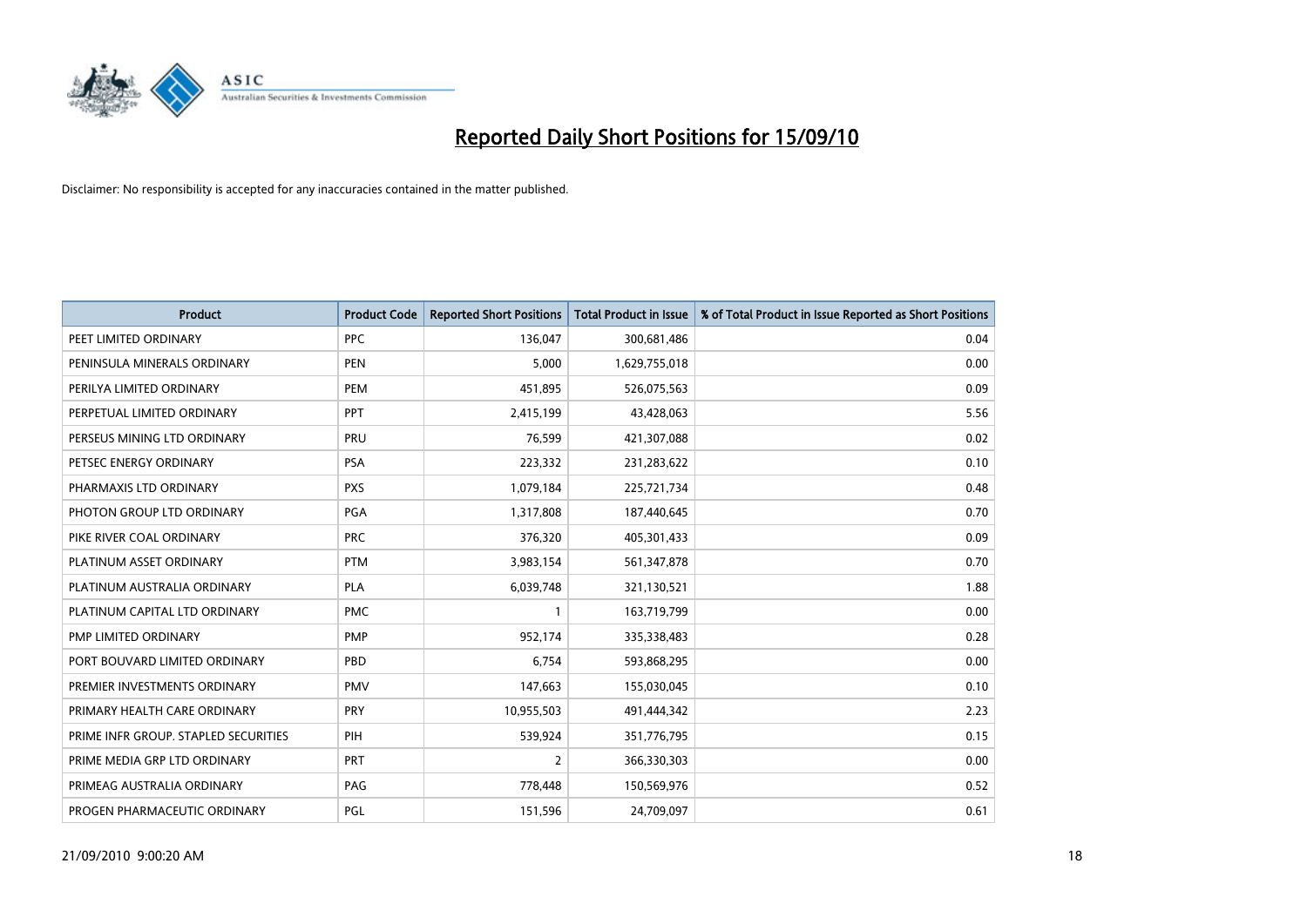# Reported Daily Short Positions for 15/09/10

Disclaimer: No responsibility is accepted for any inaccuracies contained in the matter published.

| Product | Product Code | Reported Short Positions | Total Product in Issue | % of Total Product in Issue Reported as Short Positions |
|---|---|---|---|---|
| PEET LIMITED ORDINARY | PPC | 136,047 | 300,681,486 | 0.04 |
| PENINSULA MINERALS ORDINARY | PEN | 5,000 | 1,629,755,018 | 0.00 |
| PERILYA LIMITED ORDINARY | PEM | 451,895 | 526,075,563 | 0.09 |
| PERPETUAL LIMITED ORDINARY | PPT | 2,415,199 | 43,428,063 | 5.56 |
| PERSEUS MINING LTD ORDINARY | PRU | 76,599 | 421,307,088 | 0.02 |
| PETSEC ENERGY ORDINARY | PSA | 223,332 | 231,283,622 | 0.10 |
| PHARMAXIS LTD ORDINARY | PXS | 1,079,184 | 225,721,734 | 0.48 |
| PHOTON GROUP LTD ORDINARY | PGA | 1,317,808 | 187,440,645 | 0.70 |
| PIKE RIVER COAL ORDINARY | PRC | 376,320 | 405,301,433 | 0.09 |
| PLATINUM ASSET ORDINARY | PTM | 3,983,154 | 561,347,878 | 0.70 |
| PLATINUM AUSTRALIA ORDINARY | PLA | 6,039,748 | 321,130,521 | 1.88 |
| PLATINUM CAPITAL LTD ORDINARY | PMC | 1 | 163,719,799 | 0.00 |
| PMP LIMITED ORDINARY | PMP | 952,174 | 335,338,483 | 0.28 |
| PORT BOUVARD LIMITED ORDINARY | PBD | 6,754 | 593,868,295 | 0.00 |
| PREMIER INVESTMENTS ORDINARY | PMV | 147,663 | 155,030,045 | 0.10 |
| PRIMARY HEALTH CARE ORDINARY | PRY | 10,955,503 | 491,444,342 | 2.23 |
| PRIME INFR GROUP. STAPLED SECURITIES | PIH | 539,924 | 351,776,795 | 0.15 |
| PRIME MEDIA GRP LTD ORDINARY | PRT | 2 | 366,330,303 | 0.00 |
| PRIMEAG AUSTRALIA ORDINARY | PAG | 778,448 | 150,569,976 | 0.52 |
| PROGEN PHARMACEUTIC ORDINARY | PGL | 151,596 | 24,709,097 | 0.61 |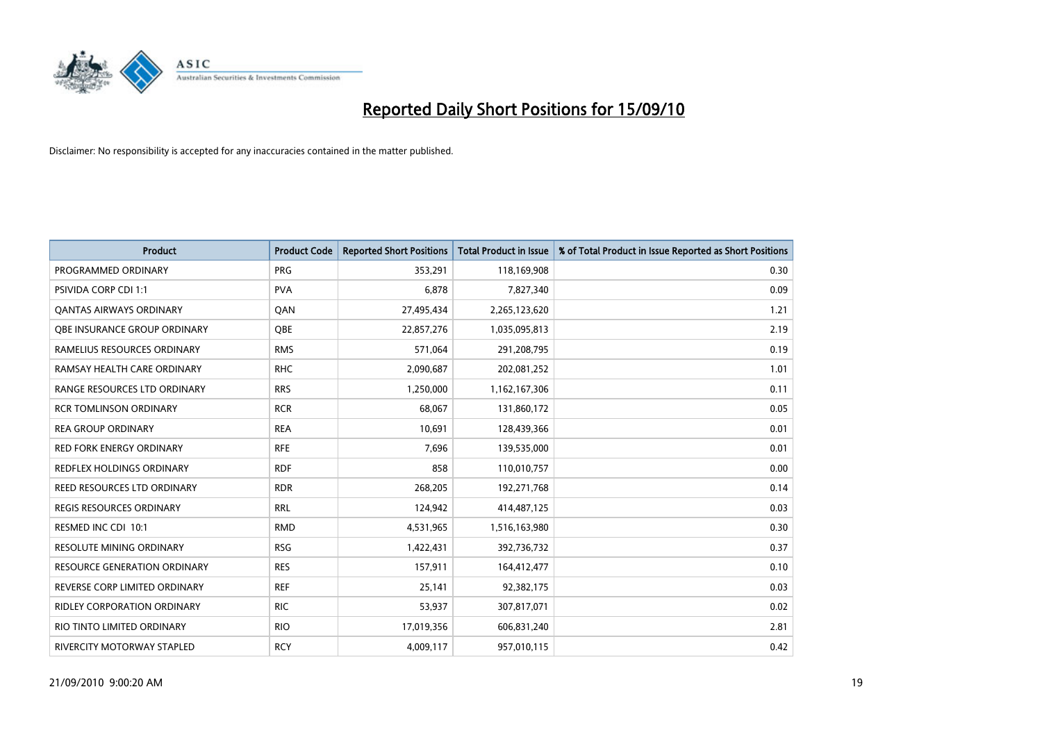# Reported Daily Short Positions for 15/09/10

Disclaimer: No responsibility is accepted for any inaccuracies contained in the matter published.

| Product | Product Code | Reported Short Positions | Total Product in Issue | % of Total Product in Issue Reported as Short Positions |
|---|---|---|---|---|
| PROGRAMMED ORDINARY | PRG | 353,291 | 118,169,908 | 0.30 |
| PSIVIDA CORP CDI 1:1 | PVA | 6,878 | 7,827,340 | 0.09 |
| QANTAS AIRWAYS ORDINARY | QAN | 27,495,434 | 2,265,123,620 | 1.21 |
| QBE INSURANCE GROUP ORDINARY | QBE | 22,857,276 | 1,035,095,813 | 2.19 |
| RAMELIUS RESOURCES ORDINARY | RMS | 571,064 | 291,208,795 | 0.19 |
| RAMSAY HEALTH CARE ORDINARY | RHC | 2,090,687 | 202,081,252 | 1.01 |
| RANGE RESOURCES LTD ORDINARY | RRS | 1,250,000 | 1,162,167,306 | 0.11 |
| RCR TOMLINSON ORDINARY | RCR | 68,067 | 131,860,172 | 0.05 |
| REA GROUP ORDINARY | REA | 10,691 | 128,439,366 | 0.01 |
| RED FORK ENERGY ORDINARY | RFE | 7,696 | 139,535,000 | 0.01 |
| REDFLEX HOLDINGS ORDINARY | RDF | 858 | 110,010,757 | 0.00 |
| REED RESOURCES LTD ORDINARY | RDR | 268,205 | 192,271,768 | 0.14 |
| REGIS RESOURCES ORDINARY | RRL | 124,942 | 414,487,125 | 0.03 |
| RESMED INC CDI 10:1 | RMD | 4,531,965 | 1,516,163,980 | 0.30 |
| RESOLUTE MINING ORDINARY | RSG | 1,422,431 | 392,736,732 | 0.37 |
| RESOURCE GENERATION ORDINARY | RES | 157,911 | 164,412,477 | 0.10 |
| REVERSE CORP LIMITED ORDINARY | REF | 25,141 | 92,382,175 | 0.03 |
| RIDLEY CORPORATION ORDINARY | RIC | 53,937 | 307,817,071 | 0.02 |
| RIO TINTO LIMITED ORDINARY | RIO | 17,019,356 | 606,831,240 | 2.81 |
| RIVERCITY MOTORWAY STAPLED | RCY | 4,009,117 | 957,010,115 | 0.42 |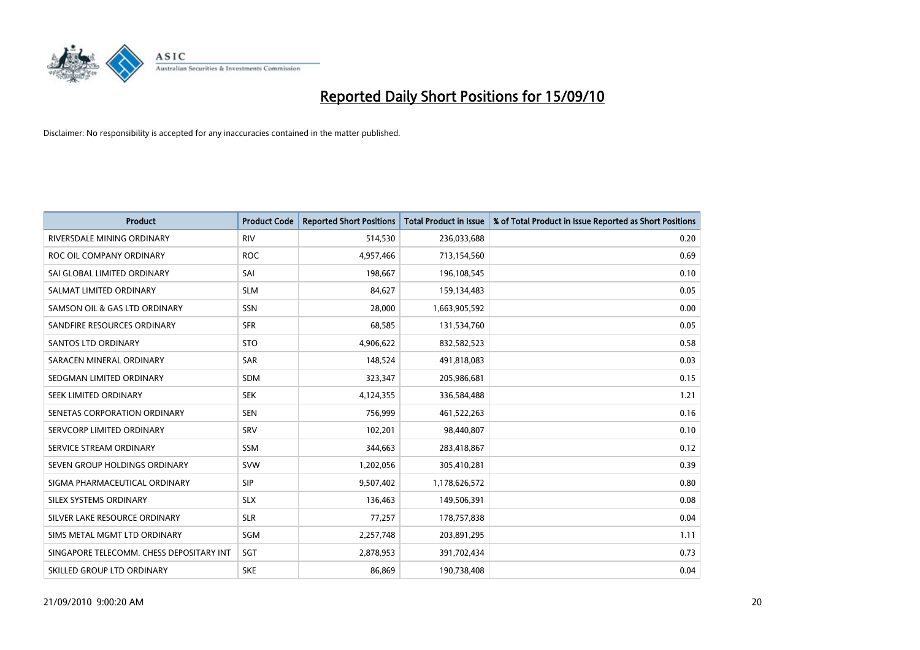# Reported Daily Short Positions for 15/09/10

Disclaimer: No responsibility is accepted for any inaccuracies contained in the matter published.

| Product | Product Code | Reported Short Positions | Total Product in Issue | % of Total Product in Issue Reported as Short Positions |
|---|---|---|---|---|
| RIVERSDALE MINING ORDINARY | RIV | 514,530 | 236,033,688 | 0.20 |
| ROC OIL COMPANY ORDINARY | ROC | 4,957,466 | 713,154,560 | 0.69 |
| SAI GLOBAL LIMITED ORDINARY | SAI | 198,667 | 196,108,545 | 0.10 |
| SALMAT LIMITED ORDINARY | SLM | 84,627 | 159,134,483 | 0.05 |
| SAMSON OIL & GAS LTD ORDINARY | SSN | 28,000 | 1,663,905,592 | 0.00 |
| SANDFIRE RESOURCES ORDINARY | SFR | 68,585 | 131,534,760 | 0.05 |
| SANTOS LTD ORDINARY | STO | 4,906,622 | 832,582,523 | 0.58 |
| SARACEN MINERAL ORDINARY | SAR | 148,524 | 491,818,083 | 0.03 |
| SEDGMAN LIMITED ORDINARY | SDM | 323,347 | 205,986,681 | 0.15 |
| SEEK LIMITED ORDINARY | SEK | 4,124,355 | 336,584,488 | 1.21 |
| SENETAS CORPORATION ORDINARY | SEN | 756,999 | 461,522,263 | 0.16 |
| SERVCORP LIMITED ORDINARY | SRV | 102,201 | 98,440,807 | 0.10 |
| SERVICE STREAM ORDINARY | SSM | 344,663 | 283,418,867 | 0.12 |
| SEVEN GROUP HOLDINGS ORDINARY | SVW | 1,202,056 | 305,410,281 | 0.39 |
| SIGMA PHARMACEUTICAL ORDINARY | SIP | 9,507,402 | 1,178,626,572 | 0.80 |
| SILEX SYSTEMS ORDINARY | SLX | 136,463 | 149,506,391 | 0.08 |
| SILVER LAKE RESOURCE ORDINARY | SLR | 77,257 | 178,757,838 | 0.04 |
| SIMS METAL MGMT LTD ORDINARY | SGM | 2,257,748 | 203,891,295 | 1.11 |
| SINGAPORE TELECOMM. CHESS DEPOSITARY INT | SGT | 2,878,953 | 391,702,434 | 0.73 |
| SKILLED GROUP LTD ORDINARY | SKE | 86,869 | 190,738,408 | 0.04 |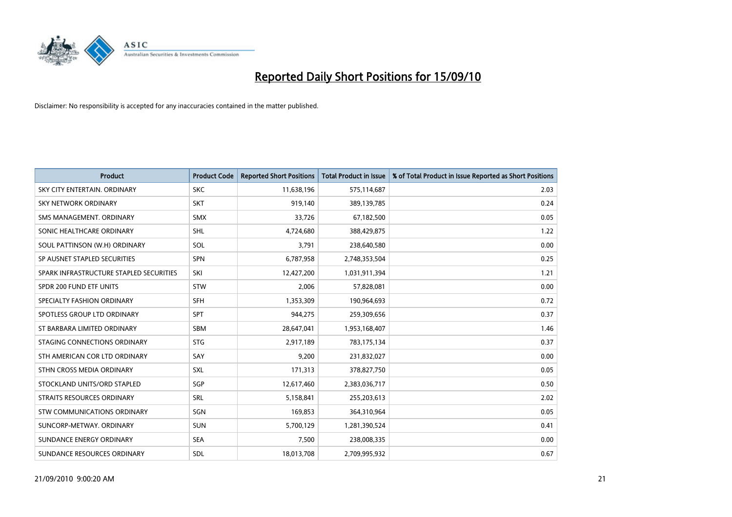# Reported Daily Short Positions for 15/09/10

Disclaimer: No responsibility is accepted for any inaccuracies contained in the matter published.

| Product | Product Code | Reported Short Positions | Total Product in Issue | % of Total Product in Issue Reported as Short Positions |
|---|---|---|---|---|
| SKY CITY ENTERTAIN. ORDINARY | SKC | 11,638,196 | 575,114,687 | 2.03 |
| SKY NETWORK ORDINARY | SKT | 919,140 | 389,139,785 | 0.24 |
| SMS MANAGEMENT. ORDINARY | SMX | 33,726 | 67,182,500 | 0.05 |
| SONIC HEALTHCARE ORDINARY | SHL | 4,724,680 | 388,429,875 | 1.22 |
| SOUL PATTINSON (W.H) ORDINARY | SOL | 3,791 | 238,640,580 | 0.00 |
| SP AUSNET STAPLED SECURITIES | SPN | 6,787,958 | 2,748,353,504 | 0.25 |
| SPARK INFRASTRUCTURE STAPLED SECURITIES | SKI | 12,427,200 | 1,031,911,394 | 1.21 |
| SPDR 200 FUND ETF UNITS | STW | 2,006 | 57,828,081 | 0.00 |
| SPECIALTY FASHION ORDINARY | SFH | 1,353,309 | 190,964,693 | 0.72 |
| SPOTLESS GROUP LTD ORDINARY | SPT | 944,275 | 259,309,656 | 0.37 |
| ST BARBARA LIMITED ORDINARY | SBM | 28,647,041 | 1,953,168,407 | 1.46 |
| STAGING CONNECTIONS ORDINARY | STG | 2,917,189 | 783,175,134 | 0.37 |
| STH AMERICAN COR LTD ORDINARY | SAY | 9,200 | 231,832,027 | 0.00 |
| STHN CROSS MEDIA ORDINARY | SXL | 171,313 | 378,827,750 | 0.05 |
| STOCKLAND UNITS/ORD STAPLED | SGP | 12,617,460 | 2,383,036,717 | 0.50 |
| STRAITS RESOURCES ORDINARY | SRL | 5,158,841 | 255,203,613 | 2.02 |
| STW COMMUNICATIONS ORDINARY | SGN | 169,853 | 364,310,964 | 0.05 |
| SUNCORP-METWAY. ORDINARY | SUN | 5,700,129 | 1,281,390,524 | 0.41 |
| SUNDANCE ENERGY ORDINARY | SEA | 7,500 | 238,008,335 | 0.00 |
| SUNDANCE RESOURCES ORDINARY | SDL | 18,013,708 | 2,709,995,932 | 0.67 |

21/09/2010 9:00:20 AM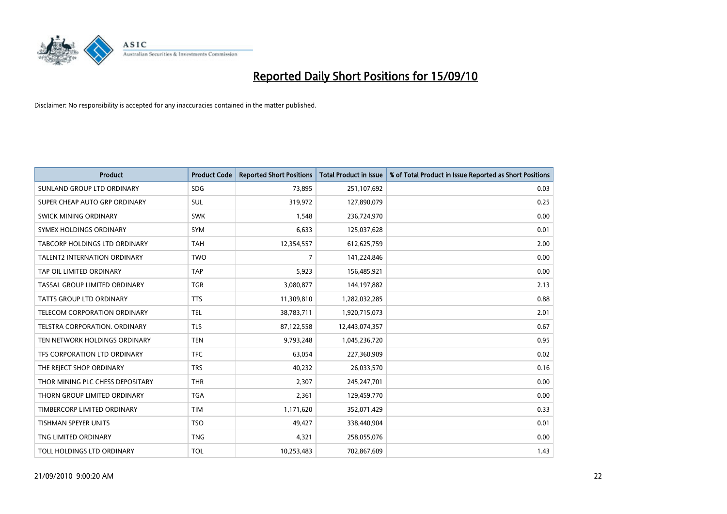# Reported Daily Short Positions for 15/09/10

Disclaimer: No responsibility is accepted for any inaccuracies contained in the matter published.

| Product | Product Code | Reported Short Positions | Total Product in Issue | % of Total Product in Issue Reported as Short Positions |
|---|---|---|---|---|
| SUNLAND GROUP LTD ORDINARY | SDG | 73,895 | 251,107,692 | 0.03 |
| SUPER CHEAP AUTO GRP ORDINARY | SUL | 319,972 | 127,890,079 | 0.25 |
| SWICK MINING ORDINARY | SWK | 1,548 | 236,724,970 | 0.00 |
| SYMEX HOLDINGS ORDINARY | SYM | 6,633 | 125,037,628 | 0.01 |
| TABCORP HOLDINGS LTD ORDINARY | TAH | 12,354,557 | 612,625,759 | 2.00 |
| TALENT2 INTERNATION ORDINARY | TWO | 7 | 141,224,846 | 0.00 |
| TAP OIL LIMITED ORDINARY | TAP | 5,923 | 156,485,921 | 0.00 |
| TASSAL GROUP LIMITED ORDINARY | TGR | 3,080,877 | 144,197,882 | 2.13 |
| TATTS GROUP LTD ORDINARY | TTS | 11,309,810 | 1,282,032,285 | 0.88 |
| TELECOM CORPORATION ORDINARY | TEL | 38,783,711 | 1,920,715,073 | 2.01 |
| TELSTRA CORPORATION. ORDINARY | TLS | 87,122,558 | 12,443,074,357 | 0.67 |
| TEN NETWORK HOLDINGS ORDINARY | TEN | 9,793,248 | 1,045,236,720 | 0.95 |
| TFS CORPORATION LTD ORDINARY | TFC | 63,054 | 227,360,909 | 0.02 |
| THE REJECT SHOP ORDINARY | TRS | 40,232 | 26,033,570 | 0.16 |
| THOR MINING PLC CHESS DEPOSITARY | THR | 2,307 | 245,247,701 | 0.00 |
| THORN GROUP LIMITED ORDINARY | TGA | 2,361 | 129,459,770 | 0.00 |
| TIMBERCORP LIMITED ORDINARY | TIM | 1,171,620 | 352,071,429 | 0.33 |
| TISHMAN SPEYER UNITS | TSO | 49,427 | 338,440,904 | 0.01 |
| TNG LIMITED ORDINARY | TNG | 4,321 | 258,055,076 | 0.00 |
| TOLL HOLDINGS LTD ORDINARY | TOL | 10,253,483 | 702,867,609 | 1.43 |

21/09/2010 9:00:20 AM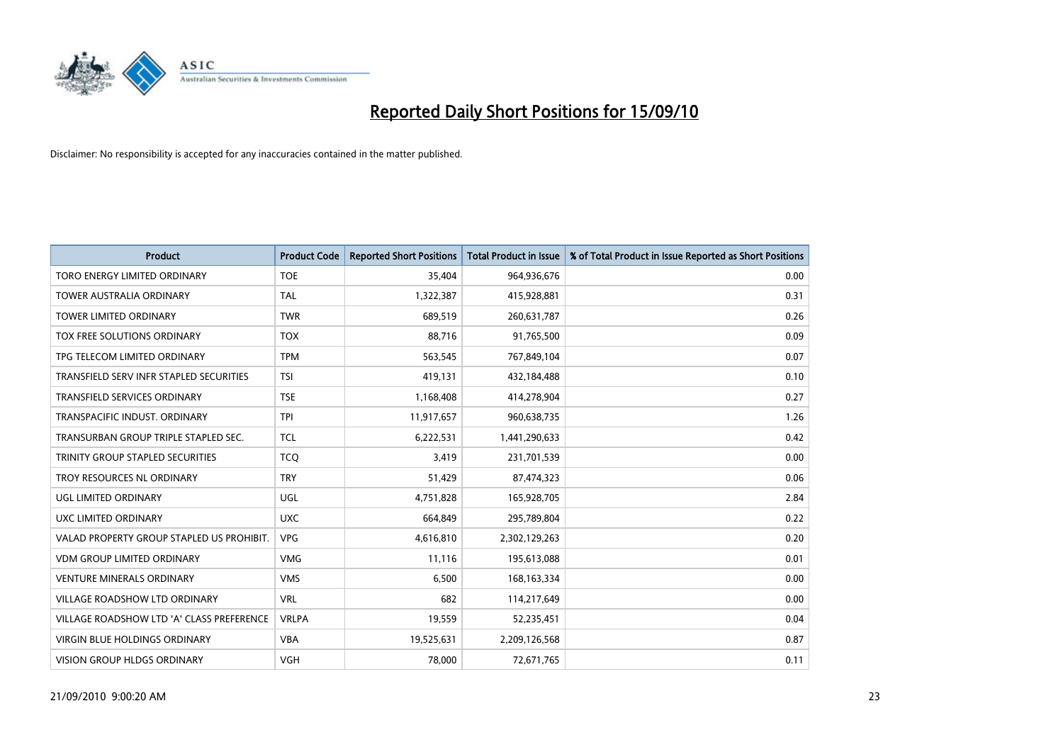# Reported Daily Short Positions for 15/09/10

Disclaimer: No responsibility is accepted for any inaccuracies contained in the matter published.

| Product | Product Code | Reported Short Positions | Total Product in Issue | % of Total Product in Issue Reported as Short Positions |
|---|---|---|---|---|
| TORO ENERGY LIMITED ORDINARY | TOE | 35,404 | 964,936,676 | 0.00 |
| TOWER AUSTRALIA ORDINARY | TAL | 1,322,387 | 415,928,881 | 0.31 |
| TOWER LIMITED ORDINARY | TWR | 689,519 | 260,631,787 | 0.26 |
| TOX FREE SOLUTIONS ORDINARY | TOX | 88,716 | 91,765,500 | 0.09 |
| TPG TELECOM LIMITED ORDINARY | TPM | 563,545 | 767,849,104 | 0.07 |
| TRANSFIELD SERV INFR STAPLED SECURITIES | TSI | 419,131 | 432,184,488 | 0.10 |
| TRANSFIELD SERVICES ORDINARY | TSE | 1,168,408 | 414,278,904 | 0.27 |
| TRANSPACIFIC INDUST. ORDINARY | TPI | 11,917,657 | 960,638,735 | 1.26 |
| TRANSURBAN GROUP TRIPLE STAPLED SEC. | TCL | 6,222,531 | 1,441,290,633 | 0.42 |
| TRINITY GROUP STAPLED SECURITIES | TCQ | 3,419 | 231,701,539 | 0.00 |
| TROY RESOURCES NL ORDINARY | TRY | 51,429 | 87,474,323 | 0.06 |
| UGL LIMITED ORDINARY | UGL | 4,751,828 | 165,928,705 | 2.84 |
| UXC LIMITED ORDINARY | UXC | 664,849 | 295,789,804 | 0.22 |
| VALAD PROPERTY GROUP STAPLED US PROHIBIT. | VPG | 4,616,810 | 2,302,129,263 | 0.20 |
| VDM GROUP LIMITED ORDINARY | VMG | 11,116 | 195,613,088 | 0.01 |
| VENTURE MINERALS ORDINARY | VMS | 6,500 | 168,163,334 | 0.00 |
| VILLAGE ROADSHOW LTD ORDINARY | VRL | 682 | 114,217,649 | 0.00 |
| VILLAGE ROADSHOW LTD 'A' CLASS PREFERENCE | VRLPA | 19,559 | 52,235,451 | 0.04 |
| VIRGIN BLUE HOLDINGS ORDINARY | VBA | 19,525,631 | 2,209,126,568 | 0.87 |
| VISION GROUP HLDGS ORDINARY | VGH | 78,000 | 72,671,765 | 0.11 |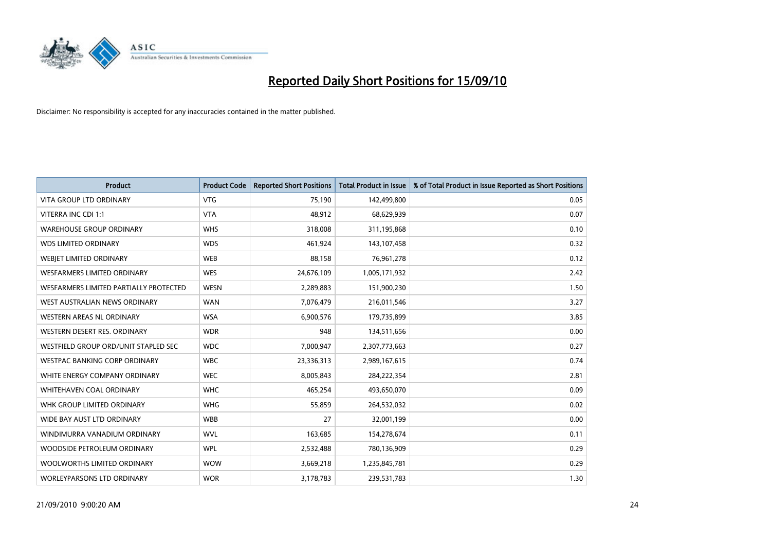# Reported Daily Short Positions for 15/09/10

Disclaimer: No responsibility is accepted for any inaccuracies contained in the matter published.

| Product | Product Code | Reported Short Positions | Total Product in Issue | % of Total Product in Issue Reported as Short Positions |
|---|---|---|---|---|
| VITA GROUP LTD ORDINARY | VTG | 75,190 | 142,499,800 | 0.05 |
| VITERRA INC CDI 1:1 | VTA | 48,912 | 68,629,939 | 0.07 |
| WAREHOUSE GROUP ORDINARY | WHS | 318,008 | 311,195,868 | 0.10 |
| WDS LIMITED ORDINARY | WDS | 461,924 | 143,107,458 | 0.32 |
| WEBJET LIMITED ORDINARY | WEB | 88,158 | 76,961,278 | 0.12 |
| WESFARMERS LIMITED ORDINARY | WES | 24,676,109 | 1,005,171,932 | 2.42 |
| WESFARMERS LIMITED PARTIALLY PROTECTED | WESN | 2,289,883 | 151,900,230 | 1.50 |
| WEST AUSTRALIAN NEWS ORDINARY | WAN | 7,076,479 | 216,011,546 | 3.27 |
| WESTERN AREAS NL ORDINARY | WSA | 6,900,576 | 179,735,899 | 3.85 |
| WESTERN DESERT RES. ORDINARY | WDR | 948 | 134,511,656 | 0.00 |
| WESTFIELD GROUP ORD/UNIT STAPLED SEC | WDC | 7,000,947 | 2,307,773,663 | 0.27 |
| WESTPAC BANKING CORP ORDINARY | WBC | 23,336,313 | 2,989,167,615 | 0.74 |
| WHITE ENERGY COMPANY ORDINARY | WEC | 8,005,843 | 284,222,354 | 2.81 |
| WHITEHAVEN COAL ORDINARY | WHC | 465,254 | 493,650,070 | 0.09 |
| WHK GROUP LIMITED ORDINARY | WHG | 55,859 | 264,532,032 | 0.02 |
| WIDE BAY AUST LTD ORDINARY | WBB | 27 | 32,001,199 | 0.00 |
| WINDIMURRA VANADIUM ORDINARY | WVL | 163,685 | 154,278,674 | 0.11 |
| WOODSIDE PETROLEUM ORDINARY | WPL | 2,532,488 | 780,136,909 | 0.29 |
| WOOLWORTHS LIMITED ORDINARY | WOW | 3,669,218 | 1,235,845,781 | 0.29 |
| WORLEYPARSONS LTD ORDINARY | WOR | 3,178,783 | 239,531,783 | 1.30 |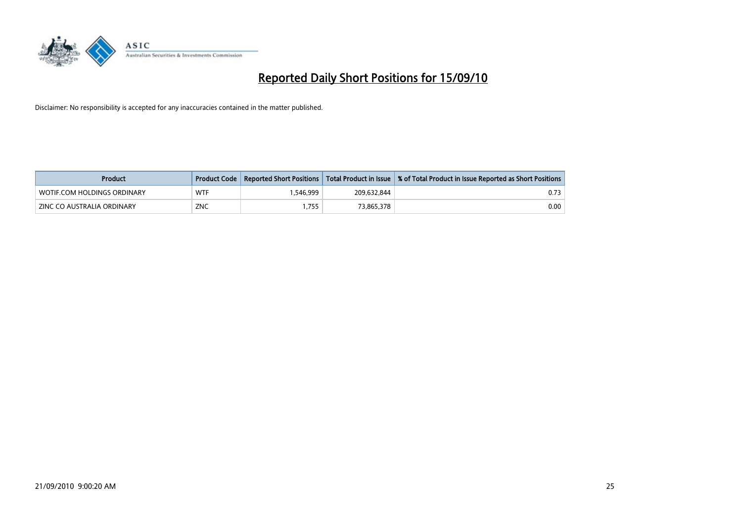# Reported Daily Short Positions for 15/09/10

Disclaimer: No responsibility is accepted for any inaccuracies contained in the matter published.

| Product | Product Code | Reported Short Positions | Total Product in Issue | % of Total Product in Issue Reported as Short Positions |
|---|---|---|---|---|
| WOTIF.COM HOLDINGS ORDINARY | WTF | 1,546,999 | 209,632,844 | 0.73 |
| ZINC CO AUSTRALIA ORDINARY | ZNC | 1,755 | 73,865,378 | 0.00 |